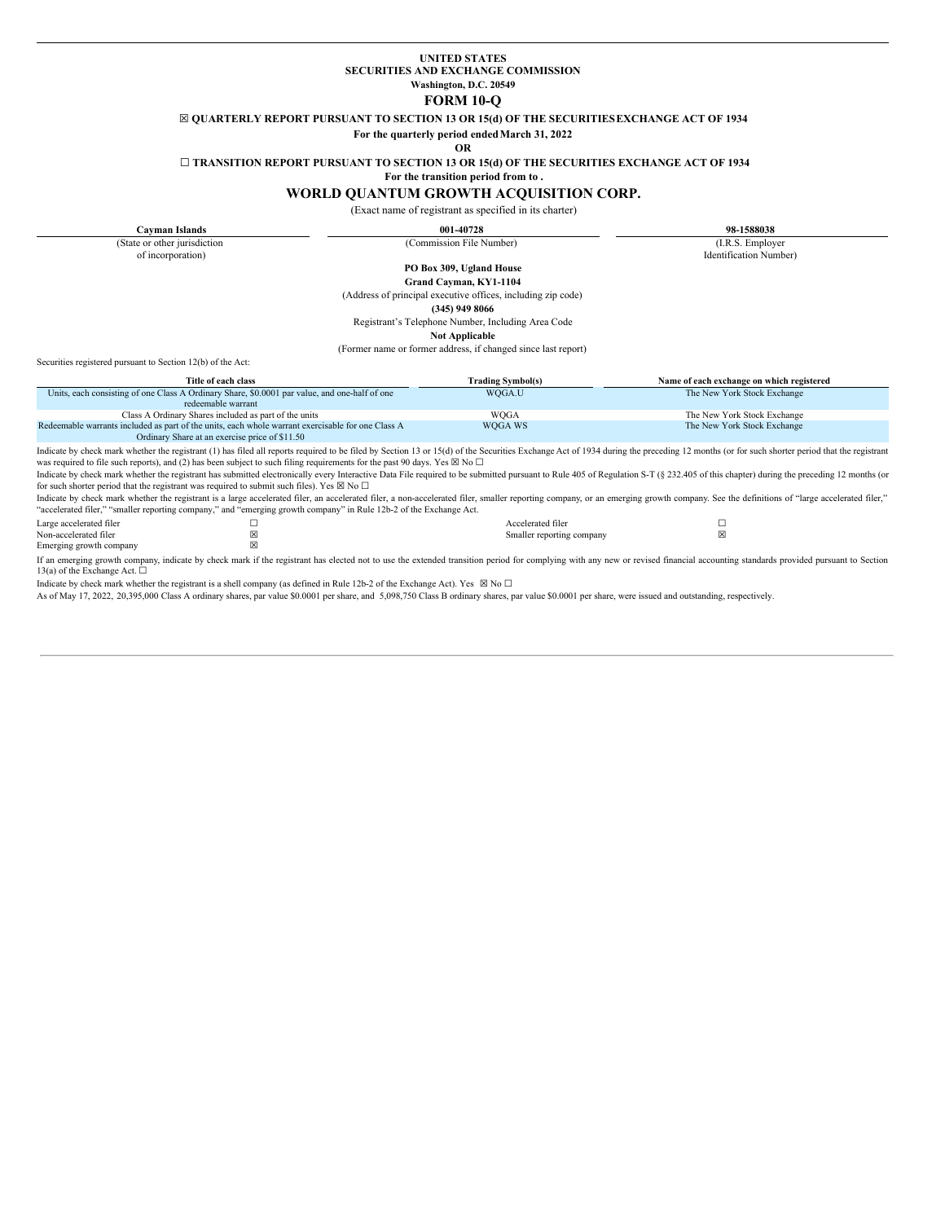**UNITED STATES**
**SECURITIES AND EXCHANGE COMMISSION**
**Washington, D.C. 20549**

# FORM 10-Q

☒ **QUARTERLY REPORT PURSUANT TO SECTION 13 OR 15(d) OF THE SECURITIES EXCHANGE ACT OF 1934**

**For the quarterly period ended March 31, 2022**

**OR**

☐ **TRANSITION REPORT PURSUANT TO SECTION 13 OR 15(d) OF THE SECURITIES EXCHANGE ACT OF 1934**

**For the transition period from to .**

# WORLD QUANTUM GROWTH ACQUISITION CORP.

(Exact name of registrant as specified in its charter)

| **Cayman Islands** | **001-40728** | **98-1588038** |
|---|---|---|
| (State or other jurisdiction of incorporation) | (Commission File Number) | (I.R.S. Employer Identification Number) |

**PO Box 309, Ugland House**
**Grand Cayman, KY1-1104**
(Address of principal executive offices, including zip code)
**(345) 949 8066**
Registrant's Telephone Number, Including Area Code
**Not Applicable**
(Former name or former address, if changed since last report)

Securities registered pursuant to Section 12(b) of the Act:

| Title of each class | Trading Symbol(s) | Name of each exchange on which registered |
|---|---|---|
| Units, each consisting of one Class A Ordinary Share, $0.0001 par value, and one-half of one redeemable warrant | WQGA.U | The New York Stock Exchange |
| Class A Ordinary Shares included as part of the units | WQGA | The New York Stock Exchange |
| Redeemable warrants included as part of the units, each whole warrant exercisable for one Class A Ordinary Share at an exercise price of $11.50 | WQGA WS | The New York Stock Exchange |

Indicate by check mark whether the registrant (1) has filed all reports required to be filed by Section 13 or 15(d) of the Securities Exchange Act of 1934 during the preceding 12 months (or for such shorter period that the registrant was required to file such reports), and (2) has been subject to such filing requirements for the past 90 days. Yes ☒ No ☐

Indicate by check mark whether the registrant has submitted electronically every Interactive Data File required to be submitted pursuant to Rule 405 of Regulation S-T (§ 232.405 of this chapter) during the preceding 12 months (or for such shorter period that the registrant was required to submit such files). Yes ☒ No ☐

Indicate by check mark whether the registrant is a large accelerated filer, an accelerated filer, a non-accelerated filer, smaller reporting company, or an emerging growth company. See the definitions of "large accelerated filer," "accelerated filer," "smaller reporting company," and "emerging growth company" in Rule 12b-2 of the Exchange Act.

| | | | |
|---|---|---|---|
| Large accelerated filer | ☐ | Accelerated filer | ☐ |
| Non-accelerated filer | ☒ | Smaller reporting company | ☒ |
| Emerging growth company | ☒ | | |

If an emerging growth company, indicate by check mark if the registrant has elected not to use the extended transition period for complying with any new or revised financial accounting standards provided pursuant to Section 13(a) of the Exchange Act. ☐

Indicate by check mark whether the registrant is a shell company (as defined in Rule 12b-2 of the Exchange Act). Yes ☒ No ☐

As of May 17, 2022, 20,395,000 Class A ordinary shares, par value $0.0001 per share, and 5,098,750 Class B ordinary shares, par value $0.0001 per share, were issued and outstanding, respectively.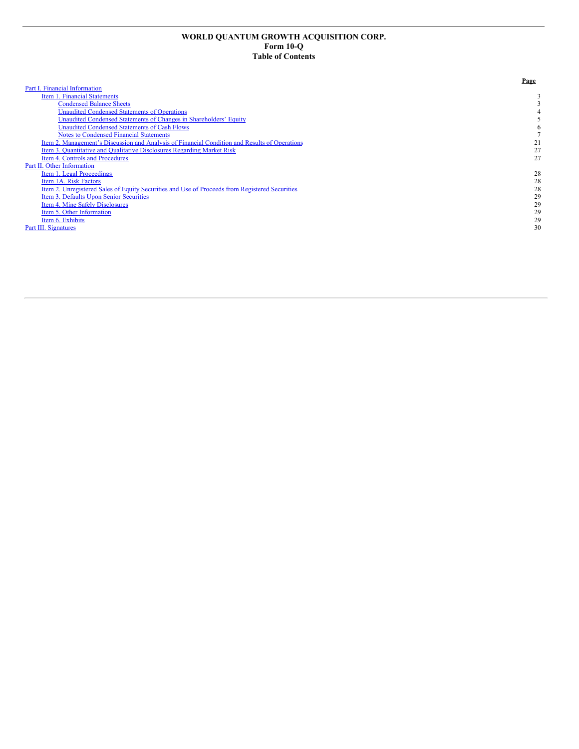# WORLD QUANTUM GROWTH ACQUISITION CORP.
## Form 10-Q
## Table of Contents

| | Page |
|---|---|
| Part I. Financial Information | |
| Item 1. Financial Statements | 3 |
| Condensed Balance Sheets | 3 |
| Unaudited Condensed Statements of Operations | 4 |
| Unaudited Condensed Statements of Changes in Shareholders' Equity | 5 |
| Unaudited Condensed Statements of Cash Flows | 6 |
| Notes to Condensed Financial Statements | 7 |
| Item 2. Management's Discussion and Analysis of Financial Condition and Results of Operations | 21 |
| Item 3. Quantitative and Qualitative Disclosures Regarding Market Risk | 27 |
| Item 4. Controls and Procedures | 27 |
| Part II. Other Information | |
| Item 1. Legal Proceedings | 28 |
| Item 1A. Risk Factors | 28 |
| Item 2. Unregistered Sales of Equity Securities and Use of Proceeds from Registered Securities | 28 |
| Item 3. Defaults Upon Senior Securities | 29 |
| Item 4. Mine Safety Disclosures | 29 |
| Item 5. Other Information | 29 |
| Item 6. Exhibits | 29 |
| Part III. Signatures | 30 |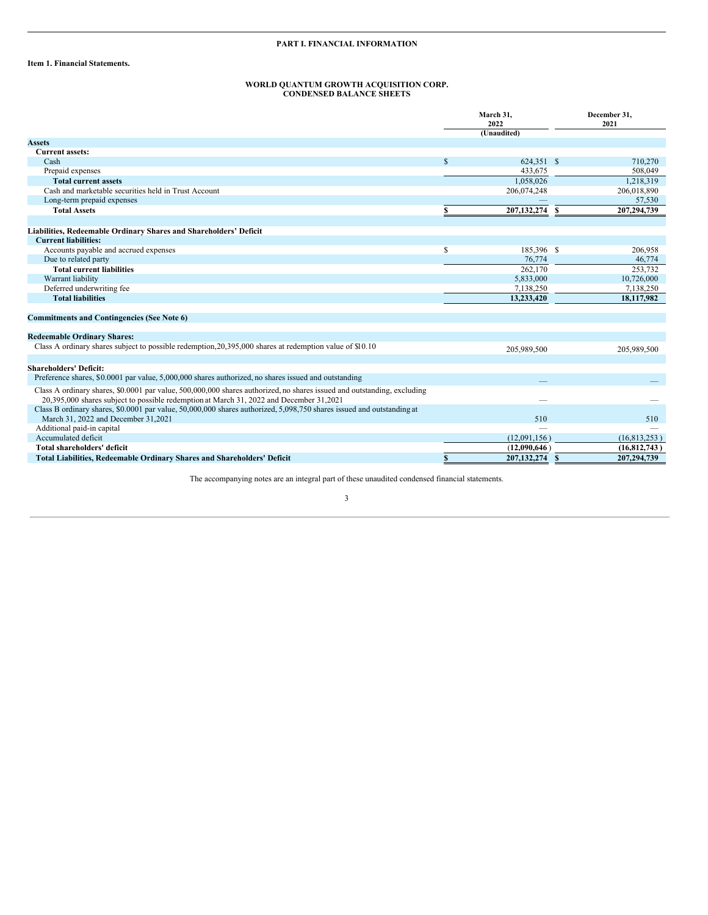# PART I. FINANCIAL INFORMATION

**Item 1. Financial Statements.**

**WORLD QUANTUM GROWTH ACQUISITION CORP.**
**CONDENSED BALANCE SHEETS**

| | March 31, 2022 (Unaudited) | December 31, 2021 |
|---|---|---|
| **Assets** | | |
| **Current assets:** | | |
| Cash | $ 624,351 | $ 710,270 |
| Prepaid expenses | 433,675 | 508,049 |
| **Total current assets** | 1,058,026 | 1,218,319 |
| Cash and marketable securities held in Trust Account | 206,074,248 | 206,018,890 |
| Long-term prepaid expenses | — | 57,530 |
| **Total Assets** | **$ 207,132,274** | **$ 207,294,739** |
| | | |
| **Liabilities, Redeemable Ordinary Shares and Shareholders' Deficit** | | |
| **Current liabilities:** | | |
| Accounts payable and accrued expenses | $ 185,396 | $ 206,958 |
| Due to related party | 76,774 | 46,774 |
| **Total current liabilities** | 262,170 | 253,732 |
| Warrant liability | 5,833,000 | 10,726,000 |
| Deferred underwriting fee | 7,138,250 | 7,138,250 |
| **Total liabilities** | **13,233,420** | **18,117,982** |
| | | |
| **Commitments and Contingencies (See Note 6)** | | |
| | | |
| **Redeemable Ordinary Shares:** | | |
| Class A ordinary shares subject to possible redemption, 20,395,000 shares at redemption value of $10.10 | 205,989,500 | 205,989,500 |
| | | |
| **Shareholders' Deficit:** | | |
| Preference shares, $0.0001 par value, 5,000,000 shares authorized, no shares issued and outstanding | — | — |
| Class A ordinary shares, $0.0001 par value, 500,000,000 shares authorized, no shares issued and outstanding, excluding 20,395,000 shares subject to possible redemption at March 31, 2022 and December 31, 2021 | — | — |
| Class B ordinary shares, $0.0001 par value, 50,000,000 shares authorized, 5,098,750 shares issued and outstanding at March 31, 2022 and December 31, 2021 | 510 | 510 |
| Additional paid-in capital | — | — |
| Accumulated deficit | (12,091,156) | (16,813,253) |
| **Total shareholders' deficit** | **(12,090,646)** | **(16,812,743)** |
| **Total Liabilities, Redeemable Ordinary Shares and Shareholders' Deficit** | **$ 207,132,274** | **$ 207,294,739** |

The accompanying notes are an integral part of these unaudited condensed financial statements.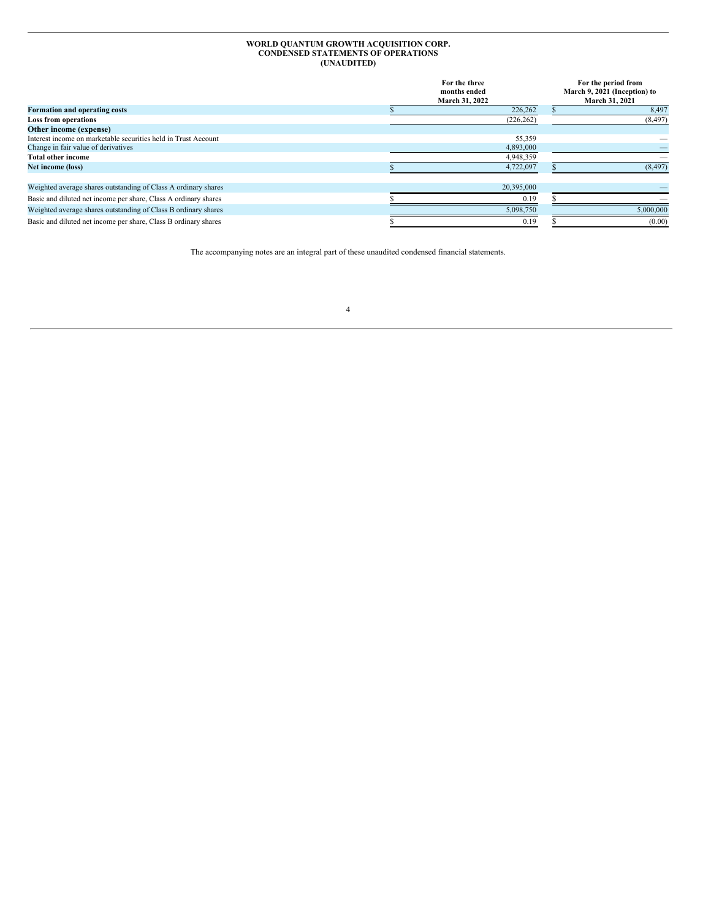**WORLD QUANTUM GROWTH ACQUISITION CORP.**
**CONDENSED STATEMENTS OF OPERATIONS**
**(UNAUDITED)**

| | For the three months ended March 31, 2022 | For the period from March 9, 2021 (Inception) to March 31, 2021 |
|---|---|---|
| **Formation and operating costs** | $ 226,262 | $ 8,497 |
| **Loss from operations** | (226,262) | (8,497) |
| **Other income (expense)** | | |
| Interest income on marketable securities held in Trust Account | 55,359 | — |
| Change in fair value of derivatives | 4,893,000 | — |
| **Total other income** | 4,948,359 | — |
| **Net income (loss)** | $ 4,722,097 | $ (8,497) |
| | | |
| Weighted average shares outstanding of Class A ordinary shares | 20,395,000 | — |
| Basic and diluted net income per share, Class A ordinary shares | $ 0.19 | $ — |
| Weighted average shares outstanding of Class B ordinary shares | 5,098,750 | 5,000,000 |
| Basic and diluted net income per share, Class B ordinary shares | $ 0.19 | $ (0.00) |

The accompanying notes are an integral part of these unaudited condensed financial statements.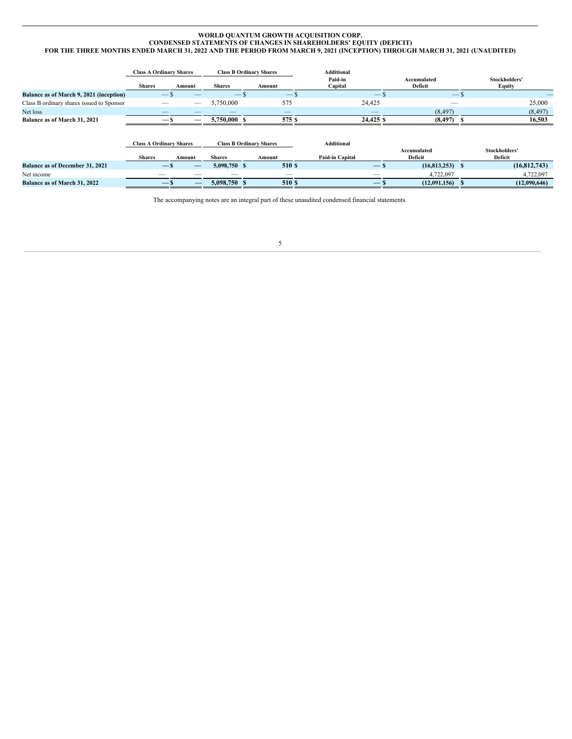**WORLD QUANTUM GROWTH ACQUISITION CORP.**
**CONDENSED STATEMENTS OF CHANGES IN SHAREHOLDERS' EQUITY (DEFICIT)**
**FOR THE THREE MONTHS ENDED MARCH 31, 2022 AND THE PERIOD FROM MARCH 9, 2021 (INCEPTION) THROUGH MARCH 31, 2021 (UNAUDITED)**

| | Class A Ordinary Shares | | Class B Ordinary Shares | | Additional Paid-in Capital | Accumulated Deficit | Stockholders' Equity |
|---|---|---|---|---|---|---|---|
| | Shares | Amount | Shares | Amount | | | |
| **Balance as of March 9, 2021 (inception)** | — | $ — | — | $ — | $ — | $ — | $ — |
| Class B ordinary shares issued to Sponsor | — | — | 5,750,000 | 575 | 24,425 | — | 25,000 |
| Net loss | — | — | — | — | — | (8,497) | (8,497) |
| **Balance as of March 31, 2021** | **—** | **$ —** | **5,750,000** | **$ 575** | **$ 24,425** | **$ (8,497)** | **$ 16,503** |

| | Class A Ordinary Shares | | Class B Ordinary Shares | | Additional Paid-in Capital | Accumulated Deficit | Stockholders' Deficit |
|---|---|---|---|---|---|---|---|
| | Shares | Amount | Shares | Amount | | | |
| **Balance as of December 31, 2021** | **—** | **$ —** | **5,098,750** | **$ 510** | **$ —** | **$ (16,813,253)** | **$ (16,812,743)** |
| Net income | — | — | — | — | — | 4,722,097 | 4,722,097 |
| **Balance as of March 31, 2022** | **—** | **$ —** | **5,098,750** | **$ 510** | **$ —** | **$ (12,091,156)** | **$ (12,090,646)** |

The accompanying notes are an integral part of these unaudited condensed financial statements.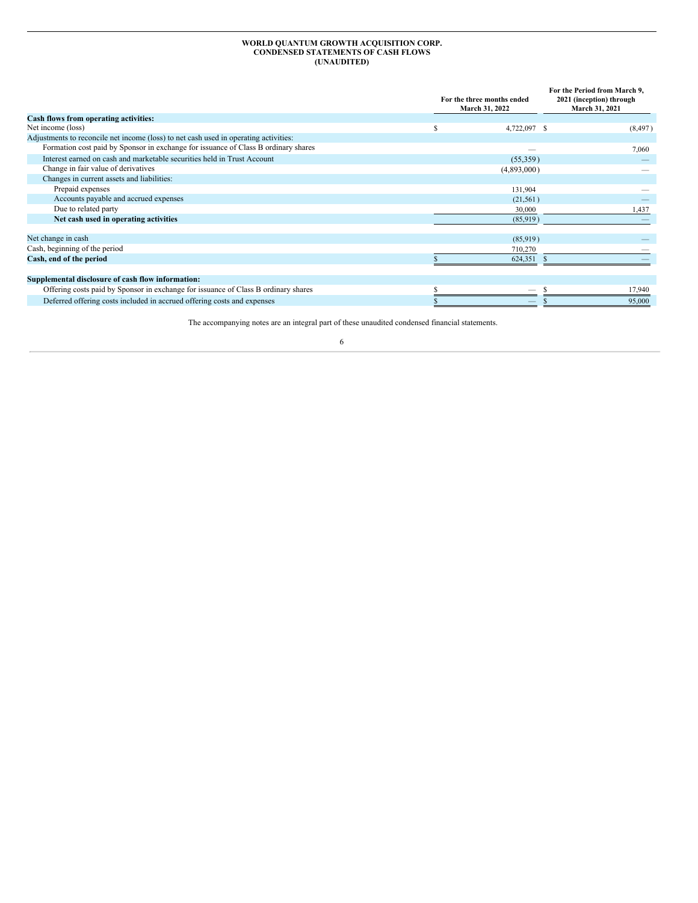**WORLD QUANTUM GROWTH ACQUISITION CORP.**
**CONDENSED STATEMENTS OF CASH FLOWS**
**(UNAUDITED)**

| | For the three months ended March 31, 2022 | For the Period from March 9, 2021 (inception) through March 31, 2021 |
|---|---|---|
| **Cash flows from operating activities:** | | |
| Net income (loss) | $ 4,722,097 | $ (8,497) |
| Adjustments to reconcile net income (loss) to net cash used in operating activities: | | |
| Formation cost paid by Sponsor in exchange for issuance of Class B ordinary shares | — | 7,060 |
| Interest earned on cash and marketable securities held in Trust Account | (55,359) | — |
| Change in fair value of derivatives | (4,893,000) | — |
| Changes in current assets and liabilities: | | |
| Prepaid expenses | 131,904 | — |
| Accounts payable and accrued expenses | (21,561) | — |
| Due to related party | 30,000 | 1,437 |
| **Net cash used in operating activities** | (85,919) | — |
| | | |
| Net change in cash | (85,919) | — |
| Cash, beginning of the period | 710,270 | — |
| **Cash, end of the period** | $ 624,351 | $ — |
| | | |
| **Supplemental disclosure of cash flow information:** | | |
| Offering costs paid by Sponsor in exchange for issuance of Class B ordinary shares | $ — | $ 17,940 |
| Deferred offering costs included in accrued offering costs and expenses | $ — | $ 95,000 |

The accompanying notes are an integral part of these unaudited condensed financial statements.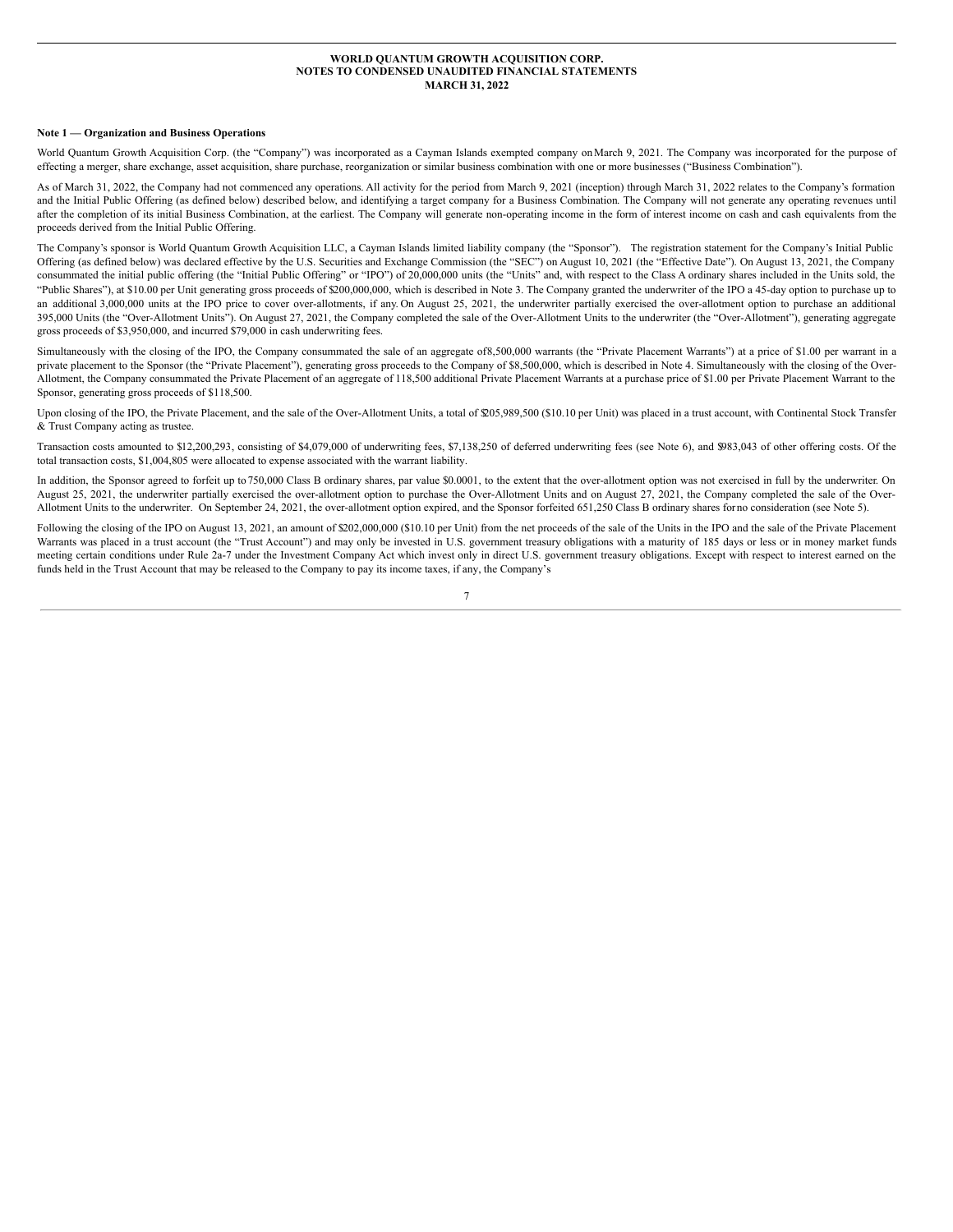**WORLD QUANTUM GROWTH ACQUISITION CORP.**
**NOTES TO CONDENSED UNAUDITED FINANCIAL STATEMENTS**
**MARCH 31, 2022**

**Note 1 — Organization and Business Operations**

World Quantum Growth Acquisition Corp. (the "Company") was incorporated as a Cayman Islands exempted company on March 9, 2021. The Company was incorporated for the purpose of effecting a merger, share exchange, asset acquisition, share purchase, reorganization or similar business combination with one or more businesses ("Business Combination").

As of March 31, 2022, the Company had not commenced any operations. All activity for the period from March 9, 2021 (inception) through March 31, 2022 relates to the Company's formation and the Initial Public Offering (as defined below) described below, and identifying a target company for a Business Combination. The Company will not generate any operating revenues until after the completion of its initial Business Combination, at the earliest. The Company will generate non-operating income in the form of interest income on cash and cash equivalents from the proceeds derived from the Initial Public Offering.

The Company's sponsor is World Quantum Growth Acquisition LLC, a Cayman Islands limited liability company (the "Sponsor"). The registration statement for the Company's Initial Public Offering (as defined below) was declared effective by the U.S. Securities and Exchange Commission (the "SEC") on August 10, 2021 (the "Effective Date"). On August 13, 2021, the Company consummated the initial public offering (the "Initial Public Offering" or "IPO") of 20,000,000 units (the "Units" and, with respect to the Class A ordinary shares included in the Units sold, the "Public Shares"), at $10.00 per Unit generating gross proceeds of $200,000,000, which is described in Note 3. The Company granted the underwriter of the IPO a 45-day option to purchase up to an additional 3,000,000 units at the IPO price to cover over-allotments, if any. On August 25, 2021, the underwriter partially exercised the over-allotment option to purchase an additional 395,000 Units (the "Over-Allotment Units"). On August 27, 2021, the Company completed the sale of the Over-Allotment Units to the underwriter (the "Over-Allotment"), generating aggregate gross proceeds of $3,950,000, and incurred $79,000 in cash underwriting fees.

Simultaneously with the closing of the IPO, the Company consummated the sale of an aggregate of 8,500,000 warrants (the "Private Placement Warrants") at a price of $1.00 per warrant in a private placement to the Sponsor (the "Private Placement"), generating gross proceeds to the Company of $8,500,000, which is described in Note 4. Simultaneously with the closing of the Over-Allotment, the Company consummated the Private Placement of an aggregate of 118,500 additional Private Placement Warrants at a purchase price of $1.00 per Private Placement Warrant to the Sponsor, generating gross proceeds of $118,500.

Upon closing of the IPO, the Private Placement, and the sale of the Over-Allotment Units, a total of $205,989,500 ($10.10 per Unit) was placed in a trust account, with Continental Stock Transfer & Trust Company acting as trustee.

Transaction costs amounted to $12,200,293, consisting of $4,079,000 of underwriting fees, $7,138,250 of deferred underwriting fees (see Note 6), and $983,043 of other offering costs. Of the total transaction costs, $1,004,805 were allocated to expense associated with the warrant liability.

In addition, the Sponsor agreed to forfeit up to 750,000 Class B ordinary shares, par value $0.0001, to the extent that the over-allotment option was not exercised in full by the underwriter. On August 25, 2021, the underwriter partially exercised the over-allotment option to purchase the Over-Allotment Units and on August 27, 2021, the Company completed the sale of the Over-Allotment Units to the underwriter. On September 24, 2021, the over-allotment option expired, and the Sponsor forfeited 651,250 Class B ordinary shares for no consideration (see Note 5).

Following the closing of the IPO on August 13, 2021, an amount of $202,000,000 ($10.10 per Unit) from the net proceeds of the sale of the Units in the IPO and the sale of the Private Placement Warrants was placed in a trust account (the "Trust Account") and may only be invested in U.S. government treasury obligations with a maturity of 185 days or less or in money market funds meeting certain conditions under Rule 2a-7 under the Investment Company Act which invest only in direct U.S. government treasury obligations. Except with respect to interest earned on the funds held in the Trust Account that may be released to the Company to pay its income taxes, if any, the Company's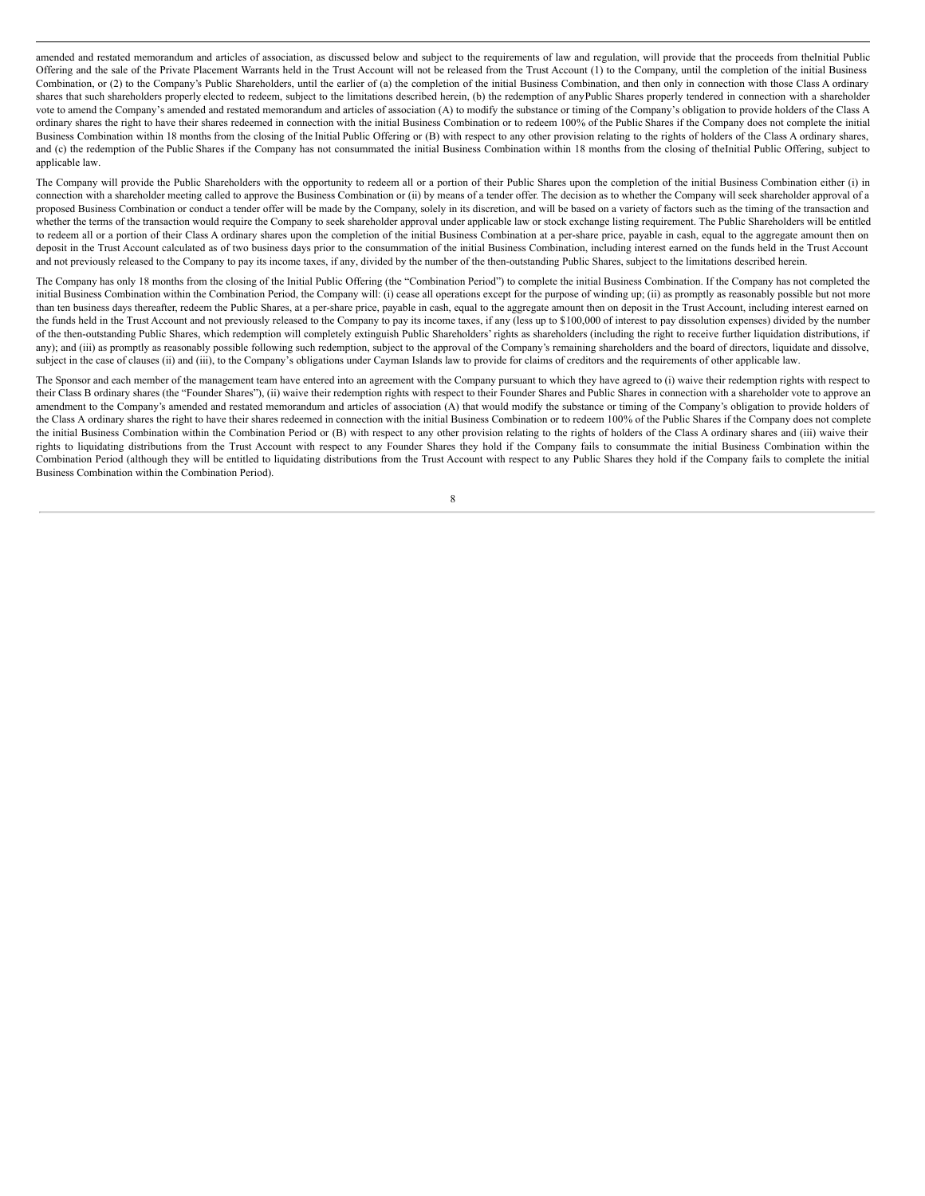amended and restated memorandum and articles of association, as discussed below and subject to the requirements of law and regulation, will provide that the proceeds from the Initial Public Offering and the sale of the Private Placement Warrants held in the Trust Account will not be released from the Trust Account (1) to the Company, until the completion of the initial Business Combination, or (2) to the Company's Public Shareholders, until the earlier of (a) the completion of the initial Business Combination, and then only in connection with those Class A ordinary shares that such shareholders properly elected to redeem, subject to the limitations described herein, (b) the redemption of any Public Shares properly tendered in connection with a shareholder vote to amend the Company's amended and restated memorandum and articles of association (A) to modify the substance or timing of the Company's obligation to provide holders of the Class A ordinary shares the right to have their shares redeemed in connection with the initial Business Combination or to redeem 100% of the Public Shares if the Company does not complete the initial Business Combination within 18 months from the closing of the Initial Public Offering or (B) with respect to any other provision relating to the rights of holders of the Class A ordinary shares, and (c) the redemption of the Public Shares if the Company has not consummated the initial Business Combination within 18 months from the closing of the Initial Public Offering, subject to applicable law.

The Company will provide the Public Shareholders with the opportunity to redeem all or a portion of their Public Shares upon the completion of the initial Business Combination either (i) in connection with a shareholder meeting called to approve the Business Combination or (ii) by means of a tender offer. The decision as to whether the Company will seek shareholder approval of a proposed Business Combination or conduct a tender offer will be made by the Company, solely in its discretion, and will be based on a variety of factors such as the timing of the transaction and whether the terms of the transaction would require the Company to seek shareholder approval under applicable law or stock exchange listing requirement. The Public Shareholders will be entitled to redeem all or a portion of their Class A ordinary shares upon the completion of the initial Business Combination at a per-share price, payable in cash, equal to the aggregate amount then on deposit in the Trust Account calculated as of two business days prior to the consummation of the initial Business Combination, including interest earned on the funds held in the Trust Account and not previously released to the Company to pay its income taxes, if any, divided by the number of the then-outstanding Public Shares, subject to the limitations described herein.

The Company has only 18 months from the closing of the Initial Public Offering (the "Combination Period") to complete the initial Business Combination. If the Company has not completed the initial Business Combination within the Combination Period, the Company will: (i) cease all operations except for the purpose of winding up; (ii) as promptly as reasonably possible but not more than ten business days thereafter, redeem the Public Shares, at a per-share price, payable in cash, equal to the aggregate amount then on deposit in the Trust Account, including interest earned on the funds held in the Trust Account and not previously released to the Company to pay its income taxes, if any (less up to $100,000 of interest to pay dissolution expenses) divided by the number of the then-outstanding Public Shares, which redemption will completely extinguish Public Shareholders' rights as shareholders (including the right to receive further liquidation distributions, if any); and (iii) as promptly as reasonably possible following such redemption, subject to the approval of the Company's remaining shareholders and the board of directors, liquidate and dissolve, subject in the case of clauses (ii) and (iii), to the Company's obligations under Cayman Islands law to provide for claims of creditors and the requirements of other applicable law.

The Sponsor and each member of the management team have entered into an agreement with the Company pursuant to which they have agreed to (i) waive their redemption rights with respect to their Class B ordinary shares (the "Founder Shares"), (ii) waive their redemption rights with respect to their Founder Shares and Public Shares in connection with a shareholder vote to approve an amendment to the Company's amended and restated memorandum and articles of association (A) that would modify the substance or timing of the Company's obligation to provide holders of the Class A ordinary shares the right to have their shares redeemed in connection with the initial Business Combination or to redeem 100% of the Public Shares if the Company does not complete the initial Business Combination within the Combination Period or (B) with respect to any other provision relating to the rights of holders of the Class A ordinary shares and (iii) waive their rights to liquidating distributions from the Trust Account with respect to any Founder Shares they hold if the Company fails to consummate the initial Business Combination within the Combination Period (although they will be entitled to liquidating distributions from the Trust Account with respect to any Public Shares they hold if the Company fails to complete the initial Business Combination within the Combination Period).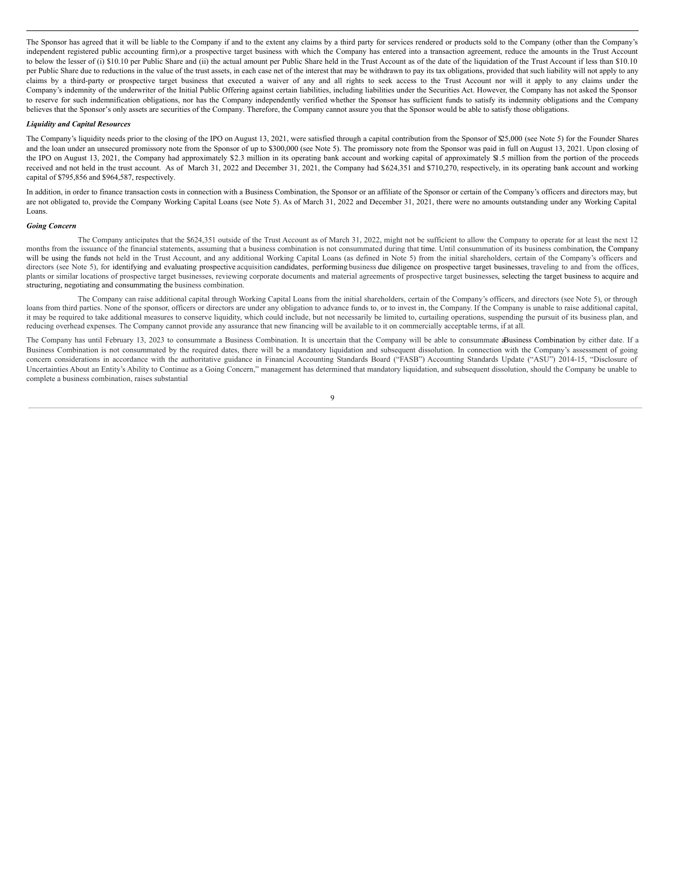The Sponsor has agreed that it will be liable to the Company if and to the extent any claims by a third party for services rendered or products sold to the Company (other than the Company's independent registered public accounting firm),or a prospective target business with which the Company has entered into a transaction agreement, reduce the amounts in the Trust Account to below the lesser of (i) $10.10 per Public Share and (ii) the actual amount per Public Share held in the Trust Account as of the date of the liquidation of the Trust Account if less than $10.10 per Public Share due to reductions in the value of the trust assets, in each case net of the interest that may be withdrawn to pay its tax obligations, provided that such liability will not apply to any claims by a third-party or prospective target business that executed a waiver of any and all rights to seek access to the Trust Account nor will it apply to any claims under the Company's indemnity of the underwriter of the Initial Public Offering against certain liabilities, including liabilities under the Securities Act. However, the Company has not asked the Sponsor to reserve for such indemnification obligations, nor has the Company independently verified whether the Sponsor has sufficient funds to satisfy its indemnity obligations and the Company believes that the Sponsor's only assets are securities of the Company. Therefore, the Company cannot assure you that the Sponsor would be able to satisfy those obligations.

***Liquidity and Capital Resources***

The Company's liquidity needs prior to the closing of the IPO on August 13, 2021, were satisfied through a capital contribution from the Sponsor of $25,000 (see Note 5) for the Founder Shares and the loan under an unsecured promissory note from the Sponsor of up to $300,000 (see Note 5). The promissory note from the Sponsor was paid in full on August 13, 2021. Upon closing of the IPO on August 13, 2021, the Company had approximately $2.3 million in its operating bank account and working capital of approximately $1.5 million from the portion of the proceeds received and not held in the trust account. As of March 31, 2022 and December 31, 2021, the Company had $624,351 and $710,270, respectively, in its operating bank account and working capital of $795,856 and $964,587, respectively.

In addition, in order to finance transaction costs in connection with a Business Combination, the Sponsor or an affiliate of the Sponsor or certain of the Company's officers and directors may, but are not obligated to, provide the Company Working Capital Loans (see Note 5). As of March 31, 2022 and December 31, 2021, there were no amounts outstanding under any Working Capital Loans.

***Going Concern***

The Company anticipates that the $624,351 outside of the Trust Account as of March 31, 2022, might not be sufficient to allow the Company to operate for at least the next 12 months from the issuance of the financial statements, assuming that a business combination is not consummated during that time. Until consummation of its business combination, the Company will be using the funds not held in the Trust Account, and any additional Working Capital Loans (as defined in Note 5) from the initial shareholders, certain of the Company's officers and directors (see Note 5), for identifying and evaluating prospective acquisition candidates, performing business due diligence on prospective target businesses, traveling to and from the offices, plants or similar locations of prospective target businesses, reviewing corporate documents and material agreements of prospective target businesses, selecting the target business to acquire and structuring, negotiating and consummating the business combination.

The Company can raise additional capital through Working Capital Loans from the initial shareholders, certain of the Company's officers, and directors (see Note 5), or through loans from third parties. None of the sponsor, officers or directors are under any obligation to advance funds to, or to invest in, the Company. If the Company is unable to raise additional capital, it may be required to take additional measures to conserve liquidity, which could include, but not necessarily be limited to, curtailing operations, suspending the pursuit of its business plan, and reducing overhead expenses. The Company cannot provide any assurance that new financing will be available to it on commercially acceptable terms, if at all.

The Company has until February 13, 2023 to consummate a Business Combination. It is uncertain that the Company will be able to consummate a Business Combination by either date. If a Business Combination is not consummated by the required dates, there will be a mandatory liquidation and subsequent dissolution. In connection with the Company's assessment of going concern considerations in accordance with the authoritative guidance in Financial Accounting Standards Board ("FASB") Accounting Standards Update ("ASU") 2014-15, "Disclosure of Uncertainties About an Entity's Ability to Continue as a Going Concern," management has determined that mandatory liquidation, and subsequent dissolution, should the Company be unable to complete a business combination, raises substantial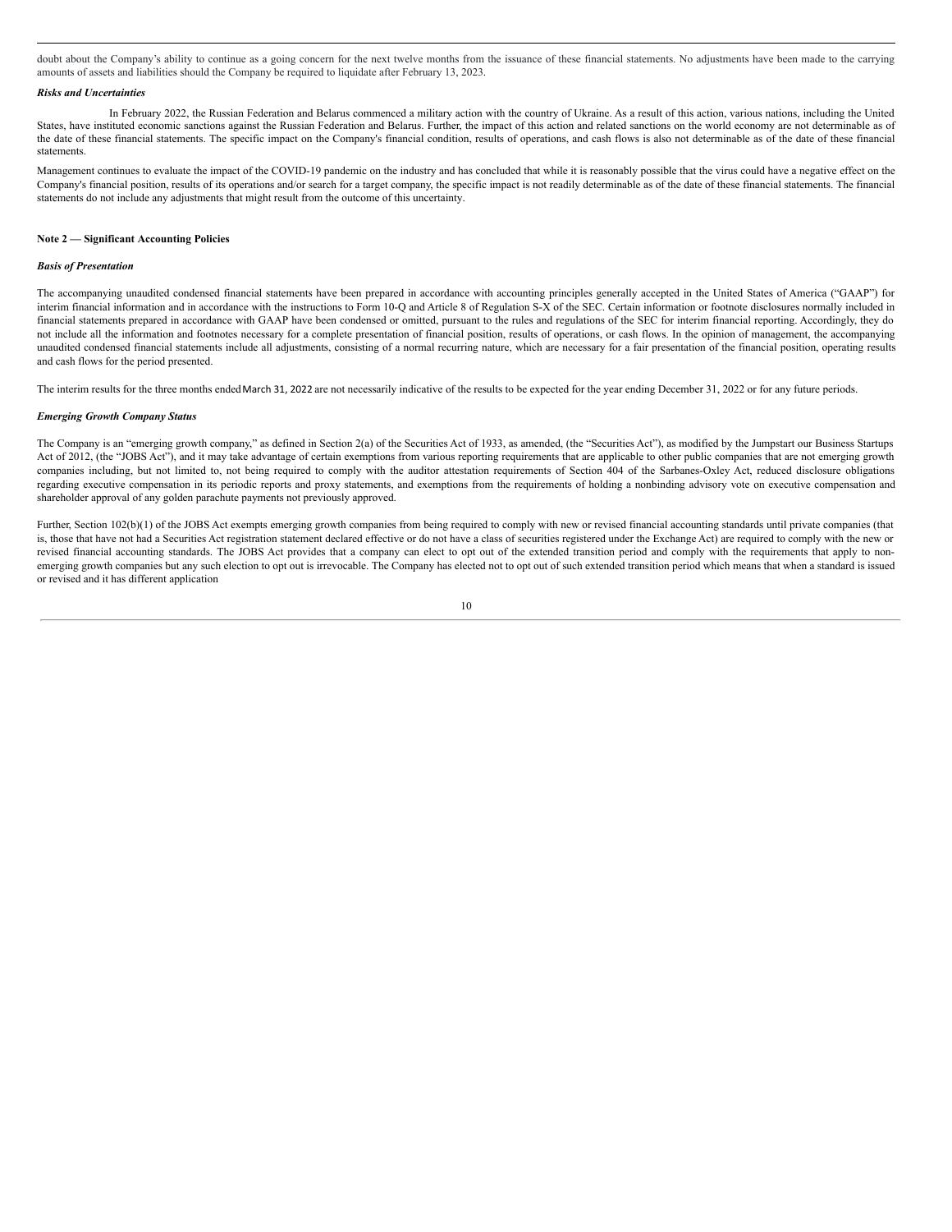doubt about the Company's ability to continue as a going concern for the next twelve months from the issuance of these financial statements. No adjustments have been made to the carrying amounts of assets and liabilities should the Company be required to liquidate after February 13, 2023.

***Risks and Uncertainties***

In February 2022, the Russian Federation and Belarus commenced a military action with the country of Ukraine. As a result of this action, various nations, including the United States, have instituted economic sanctions against the Russian Federation and Belarus. Further, the impact of this action and related sanctions on the world economy are not determinable as of the date of these financial statements. The specific impact on the Company's financial condition, results of operations, and cash flows is also not determinable as of the date of these financial statements.

Management continues to evaluate the impact of the COVID-19 pandemic on the industry and has concluded that while it is reasonably possible that the virus could have a negative effect on the Company's financial position, results of its operations and/or search for a target company, the specific impact is not readily determinable as of the date of these financial statements. The financial statements do not include any adjustments that might result from the outcome of this uncertainty.

**Note 2 — Significant Accounting Policies**

***Basis of Presentation***

The accompanying unaudited condensed financial statements have been prepared in accordance with accounting principles generally accepted in the United States of America ("GAAP") for interim financial information and in accordance with the instructions to Form 10-Q and Article 8 of Regulation S-X of the SEC. Certain information or footnote disclosures normally included in financial statements prepared in accordance with GAAP have been condensed or omitted, pursuant to the rules and regulations of the SEC for interim financial reporting. Accordingly, they do not include all the information and footnotes necessary for a complete presentation of financial position, results of operations, or cash flows. In the opinion of management, the accompanying unaudited condensed financial statements include all adjustments, consisting of a normal recurring nature, which are necessary for a fair presentation of the financial position, operating results and cash flows for the period presented.

The interim results for the three months ended March 31, 2022 are not necessarily indicative of the results to be expected for the year ending December 31, 2022 or for any future periods.

***Emerging Growth Company Status***

The Company is an "emerging growth company," as defined in Section 2(a) of the Securities Act of 1933, as amended, (the "Securities Act"), as modified by the Jumpstart our Business Startups Act of 2012, (the "JOBS Act"), and it may take advantage of certain exemptions from various reporting requirements that are applicable to other public companies that are not emerging growth companies including, but not limited to, not being required to comply with the auditor attestation requirements of Section 404 of the Sarbanes-Oxley Act, reduced disclosure obligations regarding executive compensation in its periodic reports and proxy statements, and exemptions from the requirements of holding a nonbinding advisory vote on executive compensation and shareholder approval of any golden parachute payments not previously approved.

Further, Section 102(b)(1) of the JOBS Act exempts emerging growth companies from being required to comply with new or revised financial accounting standards until private companies (that is, those that have not had a Securities Act registration statement declared effective or do not have a class of securities registered under the Exchange Act) are required to comply with the new or revised financial accounting standards. The JOBS Act provides that a company can elect to opt out of the extended transition period and comply with the requirements that apply to non-emerging growth companies but any such election to opt out is irrevocable. The Company has elected not to opt out of such extended transition period which means that when a standard is issued or revised and it has different application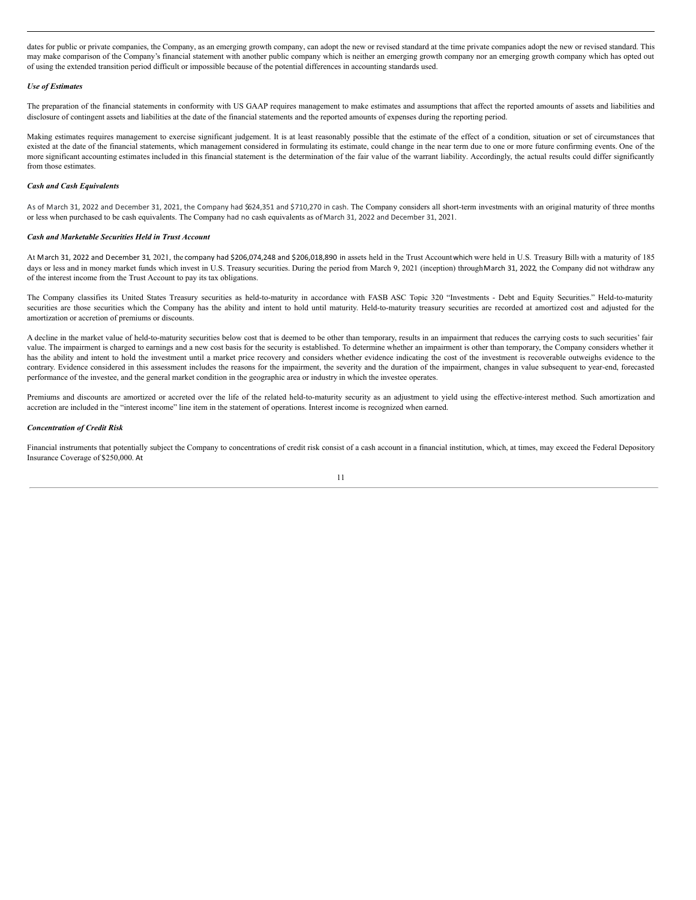dates for public or private companies, the Company, as an emerging growth company, can adopt the new or revised standard at the time private companies adopt the new or revised standard. This may make comparison of the Company's financial statement with another public company which is neither an emerging growth company nor an emerging growth company which has opted out of using the extended transition period difficult or impossible because of the potential differences in accounting standards used.

### *Use of Estimates*

The preparation of the financial statements in conformity with US GAAP requires management to make estimates and assumptions that affect the reported amounts of assets and liabilities and disclosure of contingent assets and liabilities at the date of the financial statements and the reported amounts of expenses during the reporting period.

Making estimates requires management to exercise significant judgement. It is at least reasonably possible that the estimate of the effect of a condition, situation or set of circumstances that existed at the date of the financial statements, which management considered in formulating its estimate, could change in the near term due to one or more future confirming events. One of the more significant accounting estimates included in this financial statement is the determination of the fair value of the warrant liability. Accordingly, the actual results could differ significantly from those estimates.

### *Cash and Cash Equivalents*

As of March 31, 2022 and December 31, 2021, the Company had $624,351 and $710,270 in cash. The Company considers all short-term investments with an original maturity of three months or less when purchased to be cash equivalents. The Company had no cash equivalents as of March 31, 2022 and December 31, 2021.

### *Cash and Marketable Securities Held in Trust Account*

At March 31, 2022 and December 31, 2021, the company had $206,074,248 and $206,018,890 in assets held in the Trust Account which were held in U.S. Treasury Bills with a maturity of 185 days or less and in money market funds which invest in U.S. Treasury securities. During the period from March 9, 2021 (inception) through March 31, 2022, the Company did not withdraw any of the interest income from the Trust Account to pay its tax obligations.

The Company classifies its United States Treasury securities as held-to-maturity in accordance with FASB ASC Topic 320 "Investments - Debt and Equity Securities." Held-to-maturity securities are those securities which the Company has the ability and intent to hold until maturity. Held-to-maturity treasury securities are recorded at amortized cost and adjusted for the amortization or accretion of premiums or discounts.

A decline in the market value of held-to-maturity securities below cost that is deemed to be other than temporary, results in an impairment that reduces the carrying costs to such securities' fair value. The impairment is charged to earnings and a new cost basis for the security is established. To determine whether an impairment is other than temporary, the Company considers whether it has the ability and intent to hold the investment until a market price recovery and considers whether evidence indicating the cost of the investment is recoverable outweighs evidence to the contrary. Evidence considered in this assessment includes the reasons for the impairment, the severity and the duration of the impairment, changes in value subsequent to year-end, forecasted performance of the investee, and the general market condition in the geographic area or industry in which the investee operates.

Premiums and discounts are amortized or accreted over the life of the related held-to-maturity security as an adjustment to yield using the effective-interest method. Such amortization and accretion are included in the "interest income" line item in the statement of operations. Interest income is recognized when earned.

### *Concentration of Credit Risk*

Financial instruments that potentially subject the Company to concentrations of credit risk consist of a cash account in a financial institution, which, at times, may exceed the Federal Depository Insurance Coverage of $250,000. At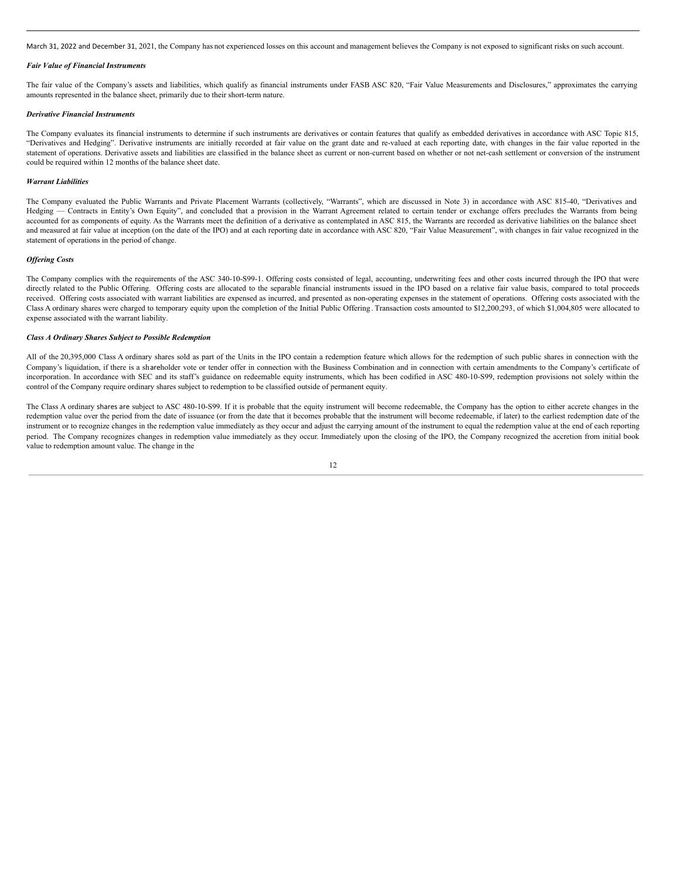March 31, 2022 and December 31, 2021, the Company has not experienced losses on this account and management believes the Company is not exposed to significant risks on such account.

***Fair Value of Financial Instruments***

The fair value of the Company's assets and liabilities, which qualify as financial instruments under FASB ASC 820, "Fair Value Measurements and Disclosures," approximates the carrying amounts represented in the balance sheet, primarily due to their short-term nature.

***Derivative Financial Instruments***

The Company evaluates its financial instruments to determine if such instruments are derivatives or contain features that qualify as embedded derivatives in accordance with ASC Topic 815, "Derivatives and Hedging". Derivative instruments are initially recorded at fair value on the grant date and re-valued at each reporting date, with changes in the fair value reported in the statement of operations. Derivative assets and liabilities are classified in the balance sheet as current or non-current based on whether or not net-cash settlement or conversion of the instrument could be required within 12 months of the balance sheet date.

***Warrant Liabilities***

The Company evaluated the Public Warrants and Private Placement Warrants (collectively, "Warrants", which are discussed in Note 3) in accordance with ASC 815-40, "Derivatives and Hedging — Contracts in Entity's Own Equity", and concluded that a provision in the Warrant Agreement related to certain tender or exchange offers precludes the Warrants from being accounted for as components of equity. As the Warrants meet the definition of a derivative as contemplated in ASC 815, the Warrants are recorded as derivative liabilities on the balance sheet and measured at fair value at inception (on the date of the IPO) and at each reporting date in accordance with ASC 820, "Fair Value Measurement", with changes in fair value recognized in the statement of operations in the period of change.

***Offering Costs***

The Company complies with the requirements of the ASC 340-10-S99-1. Offering costs consisted of legal, accounting, underwriting fees and other costs incurred through the IPO that were directly related to the Public Offering. Offering costs are allocated to the separable financial instruments issued in the IPO based on a relative fair value basis, compared to total proceeds received. Offering costs associated with warrant liabilities are expensed as incurred, and presented as non-operating expenses in the statement of operations. Offering costs associated with the Class A ordinary shares were charged to temporary equity upon the completion of the Initial Public Offering. Transaction costs amounted to $12,200,293, of which $1,004,805 were allocated to expense associated with the warrant liability.

***Class A Ordinary Shares Subject to Possible Redemption***

All of the 20,395,000 Class A ordinary shares sold as part of the Units in the IPO contain a redemption feature which allows for the redemption of such public shares in connection with the Company's liquidation, if there is a shareholder vote or tender offer in connection with the Business Combination and in connection with certain amendments to the Company's certificate of incorporation. In accordance with SEC and its staff's guidance on redeemable equity instruments, which has been codified in ASC 480-10-S99, redemption provisions not solely within the control of the Company require ordinary shares subject to redemption to be classified outside of permanent equity.

The Class A ordinary shares are subject to ASC 480-10-S99. If it is probable that the equity instrument will become redeemable, the Company has the option to either accrete changes in the redemption value over the period from the date of issuance (or from the date that it becomes probable that the instrument will become redeemable, if later) to the earliest redemption date of the instrument or to recognize changes in the redemption value immediately as they occur and adjust the carrying amount of the instrument to equal the redemption value at the end of each reporting period. The Company recognizes changes in redemption value immediately as they occur. Immediately upon the closing of the IPO, the Company recognized the accretion from initial book value to redemption amount value. The change in the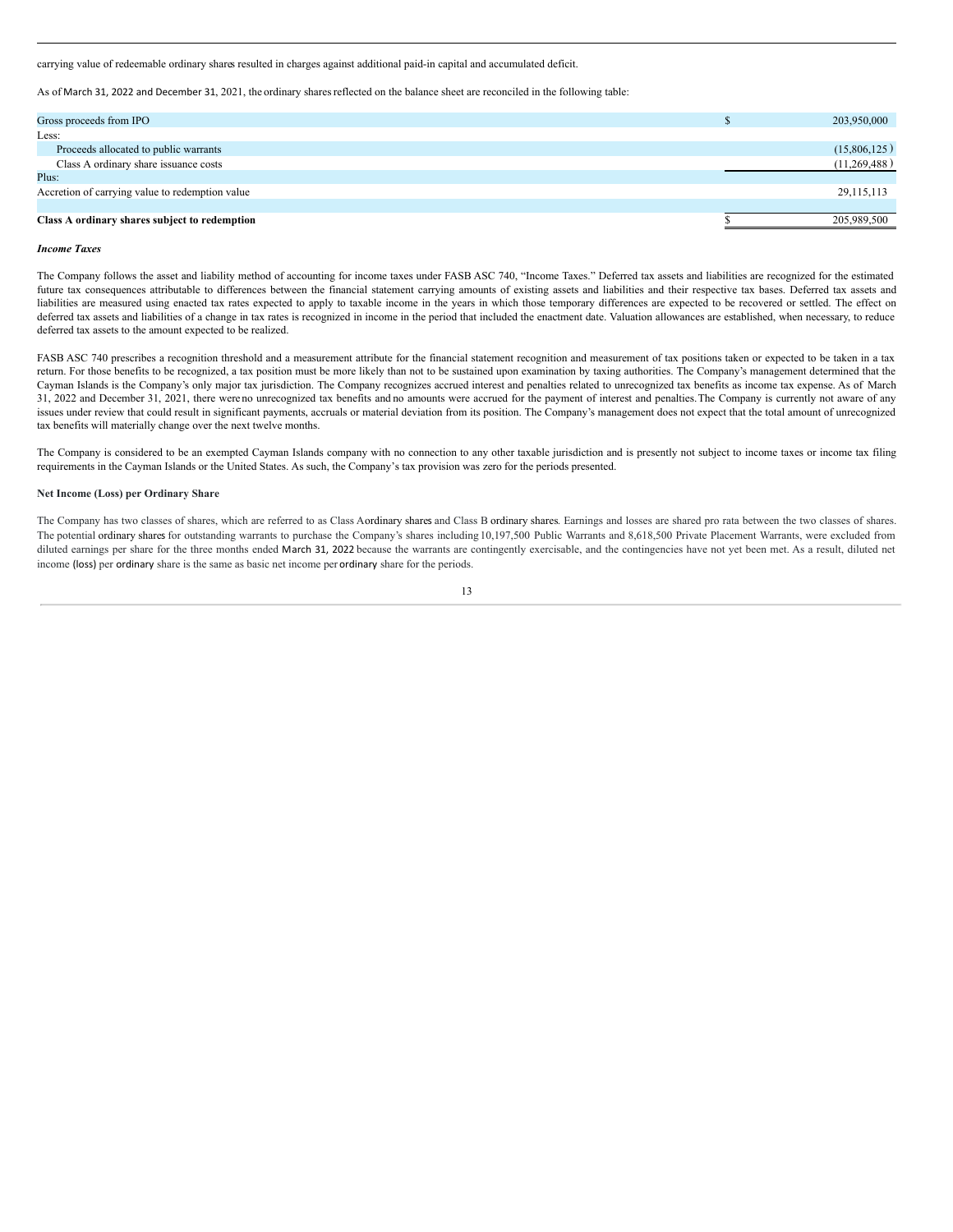carrying value of redeemable ordinary shares resulted in charges against additional paid-in capital and accumulated deficit.

As of March 31, 2022 and December 31, 2021, the ordinary shares reflected on the balance sheet are reconciled in the following table:

| | | |
|---|---|---|
| Gross proceeds from IPO | $ | 203,950,000 |
| Less: | | |
| Proceeds allocated to public warrants | | (15,806,125) |
| Class A ordinary share issuance costs | | (11,269,488) |
| Plus: | | |
| Accretion of carrying value to redemption value | | 29,115,113 |
| **Class A ordinary shares subject to redemption** | $ | 205,989,500 |

***Income Taxes***

The Company follows the asset and liability method of accounting for income taxes under FASB ASC 740, "Income Taxes." Deferred tax assets and liabilities are recognized for the estimated future tax consequences attributable to differences between the financial statement carrying amounts of existing assets and liabilities and their respective tax bases. Deferred tax assets and liabilities are measured using enacted tax rates expected to apply to taxable income in the years in which those temporary differences are expected to be recovered or settled. The effect on deferred tax assets and liabilities of a change in tax rates is recognized in income in the period that included the enactment date. Valuation allowances are established, when necessary, to reduce deferred tax assets to the amount expected to be realized.

FASB ASC 740 prescribes a recognition threshold and a measurement attribute for the financial statement recognition and measurement of tax positions taken or expected to be taken in a tax return. For those benefits to be recognized, a tax position must be more likely than not to be sustained upon examination by taxing authorities. The Company's management determined that the Cayman Islands is the Company's only major tax jurisdiction. The Company recognizes accrued interest and penalties related to unrecognized tax benefits as income tax expense. As of March 31, 2022 and December 31, 2021, there were no unrecognized tax benefits and no amounts were accrued for the payment of interest and penalties. The Company is currently not aware of any issues under review that could result in significant payments, accruals or material deviation from its position. The Company's management does not expect that the total amount of unrecognized tax benefits will materially change over the next twelve months.

The Company is considered to be an exempted Cayman Islands company with no connection to any other taxable jurisdiction and is presently not subject to income taxes or income tax filing requirements in the Cayman Islands or the United States. As such, the Company's tax provision was zero for the periods presented.

**Net Income (Loss) per Ordinary Share**

The Company has two classes of shares, which are referred to as Class A ordinary shares and Class B ordinary shares. Earnings and losses are shared pro rata between the two classes of shares. The potential ordinary shares for outstanding warrants to purchase the Company's shares including 10,197,500 Public Warrants and 8,618,500 Private Placement Warrants, were excluded from diluted earnings per share for the three months ended March 31, 2022 because the warrants are contingently exercisable, and the contingencies have not yet been met. As a result, diluted net income (loss) per ordinary share is the same as basic net income per ordinary share for the periods.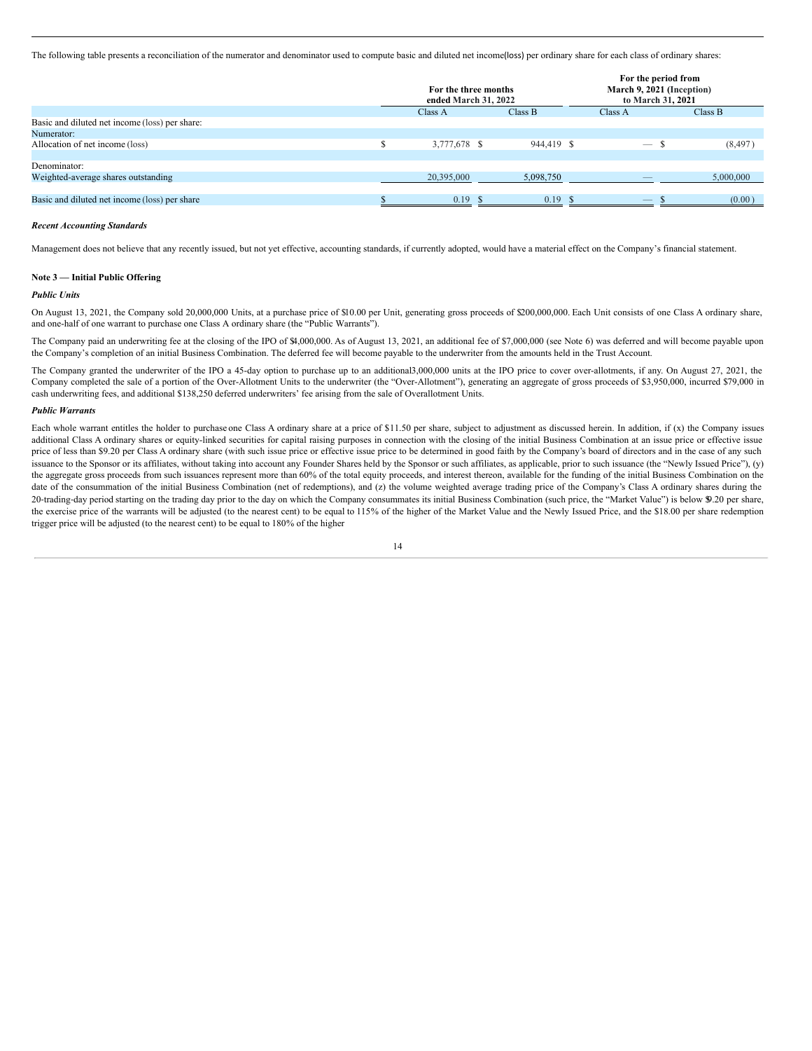The following table presents a reconciliation of the numerator and denominator used to compute basic and diluted net income(loss) per ordinary share for each class of ordinary shares:

| | For the three months ended March 31, 2022 | | For the period from March 9, 2021 (Inception) to March 31, 2021 | |
|---|---|---|---|---|
| | Class A | Class B | Class A | Class B |
| Basic and diluted net income (loss) per share: | | | | |
| Numerator: | | | | |
| Allocation of net income (loss) | $ 3,777,678 | $ 944,419 | $ — | $ (8,497) |
| Denominator: | | | | |
| Weighted-average shares outstanding | 20,395,000 | 5,098,750 | — | 5,000,000 |
| Basic and diluted net income (loss) per share | $ 0.19 | $ 0.19 | $ — | $ (0.00) |

***Recent Accounting Standards***

Management does not believe that any recently issued, but not yet effective, accounting standards, if currently adopted, would have a material effect on the Company's financial statement.

**Note 3 — Initial Public Offering**

***Public Units***

On August 13, 2021, the Company sold 20,000,000 Units, at a purchase price of $10.00 per Unit, generating gross proceeds of $200,000,000. Each Unit consists of one Class A ordinary share, and one-half of one warrant to purchase one Class A ordinary share (the "Public Warrants").

The Company paid an underwriting fee at the closing of the IPO of $4,000,000. As of August 13, 2021, an additional fee of $7,000,000 (see Note 6) was deferred and will become payable upon the Company's completion of an initial Business Combination. The deferred fee will become payable to the underwriter from the amounts held in the Trust Account.

The Company granted the underwriter of the IPO a 45-day option to purchase up to an additional 3,000,000 units at the IPO price to cover over-allotments, if any. On August 27, 2021, the Company completed the sale of a portion of the Over-Allotment Units to the underwriter (the "Over-Allotment"), generating an aggregate of gross proceeds of $3,950,000, incurred $79,000 in cash underwriting fees, and additional $138,250 deferred underwriters' fee arising from the sale of Overallotment Units.

***Public Warrants***

Each whole warrant entitles the holder to purchase one Class A ordinary share at a price of $11.50 per share, subject to adjustment as discussed herein. In addition, if (x) the Company issues additional Class A ordinary shares or equity-linked securities for capital raising purposes in connection with the closing of the initial Business Combination at an issue price or effective issue price of less than $9.20 per Class A ordinary share (with such issue price or effective issue price to be determined in good faith by the Company's board of directors and in the case of any such issuance to the Sponsor or its affiliates, without taking into account any Founder Shares held by the Sponsor or such affiliates, as applicable, prior to such issuance (the "Newly Issued Price"), (y) the aggregate gross proceeds from such issuances represent more than 60% of the total equity proceeds, and interest thereon, available for the funding of the initial Business Combination on the date of the consummation of the initial Business Combination (net of redemptions), and (z) the volume weighted average trading price of the Company's Class A ordinary shares during the 20-trading-day period starting on the trading day prior to the day on which the Company consummates its initial Business Combination (such price, the "Market Value") is below $9.20 per share, the exercise price of the warrants will be adjusted (to the nearest cent) to be equal to 115% of the higher of the Market Value and the Newly Issued Price, and the $18.00 per share redemption trigger price will be adjusted (to the nearest cent) to be equal to 180% of the higher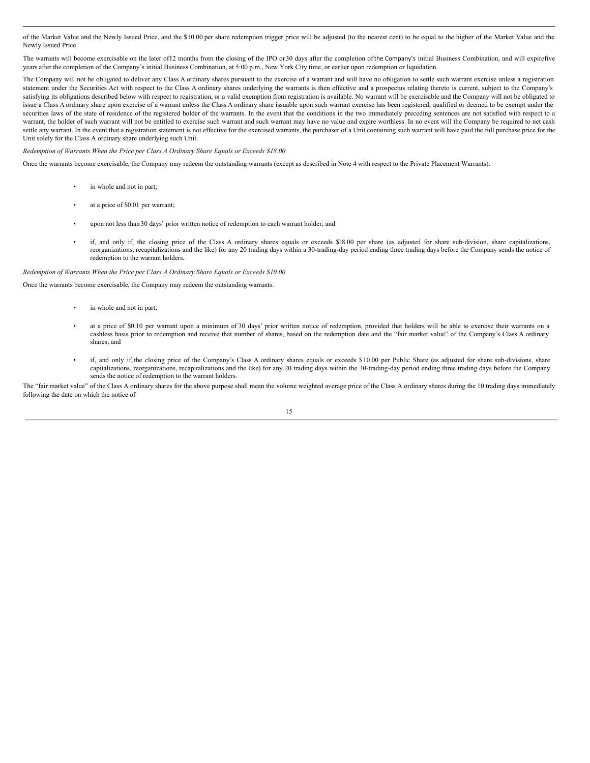of the Market Value and the Newly Issued Price, and the $10.00 per share redemption trigger price will be adjusted (to the nearest cent) to be equal to the higher of the Market Value and the Newly Issued Price.

The warrants will become exercisable on the later of 12 months from the closing of the IPO or 30 days after the completion of the Company's initial Business Combination, and will expire five years after the completion of the Company's initial Business Combination, at 5:00 p.m., New York City time, or earlier upon redemption or liquidation.

The Company will not be obligated to deliver any Class A ordinary shares pursuant to the exercise of a warrant and will have no obligation to settle such warrant exercise unless a registration statement under the Securities Act with respect to the Class A ordinary shares underlying the warrants is then effective and a prospectus relating thereto is current, subject to the Company's satisfying its obligations described below with respect to registration, or a valid exemption from registration is available. No warrant will be exercisable and the Company will not be obligated to issue a Class A ordinary share upon exercise of a warrant unless the Class A ordinary share issuable upon such warrant exercise has been registered, qualified or deemed to be exempt under the securities laws of the state of residence of the registered holder of the warrants. In the event that the conditions in the two immediately preceding sentences are not satisfied with respect to a warrant, the holder of such warrant will not be entitled to exercise such warrant and such warrant may have no value and expire worthless. In no event will the Company be required to net cash settle any warrant. In the event that a registration statement is not effective for the exercised warrants, the purchaser of a Unit containing such warrant will have paid the full purchase price for the Unit solely for the Class A ordinary share underlying such Unit.

*Redemption of Warrants When the Price per Class A Ordinary Share Equals or Exceeds $18.00*

Once the warrants become exercisable, the Company may redeem the outstanding warrants (except as described in Note 4 with respect to the Private Placement Warrants):

- in whole and not in part;
- at a price of $0.01 per warrant;
- upon not less than 30 days' prior written notice of redemption to each warrant holder; and
- if, and only if, the closing price of the Class A ordinary shares equals or exceeds $18.00 per share (as adjusted for share sub-division, share capitalizations, reorganizations, recapitalizations and the like) for any 20 trading days within a 30-trading-day period ending three trading days before the Company sends the notice of redemption to the warrant holders.

*Redemption of Warrants When the Price per Class A Ordinary Share Equals or Exceeds $10.00*

Once the warrants become exercisable, the Company may redeem the outstanding warrants:

- in whole and not in part;
- at a price of $0.10 per warrant upon a minimum of 30 days' prior written notice of redemption, provided that holders will be able to exercise their warrants on a cashless basis prior to redemption and receive that number of shares, based on the redemption date and the "fair market value" of the Company's Class A ordinary shares; and
- if, and only if, the closing price of the Company's Class A ordinary shares equals or exceeds $10.00 per Public Share (as adjusted for share sub-divisions, share capitalizations, reorganizations, recapitalizations and the like) for any 20 trading days within the 30-trading-day period ending three trading days before the Company sends the notice of redemption to the warrant holders.

The "fair market value" of the Class A ordinary shares for the above purpose shall mean the volume weighted average price of the Class A ordinary shares during the 10 trading days immediately following the date on which the notice of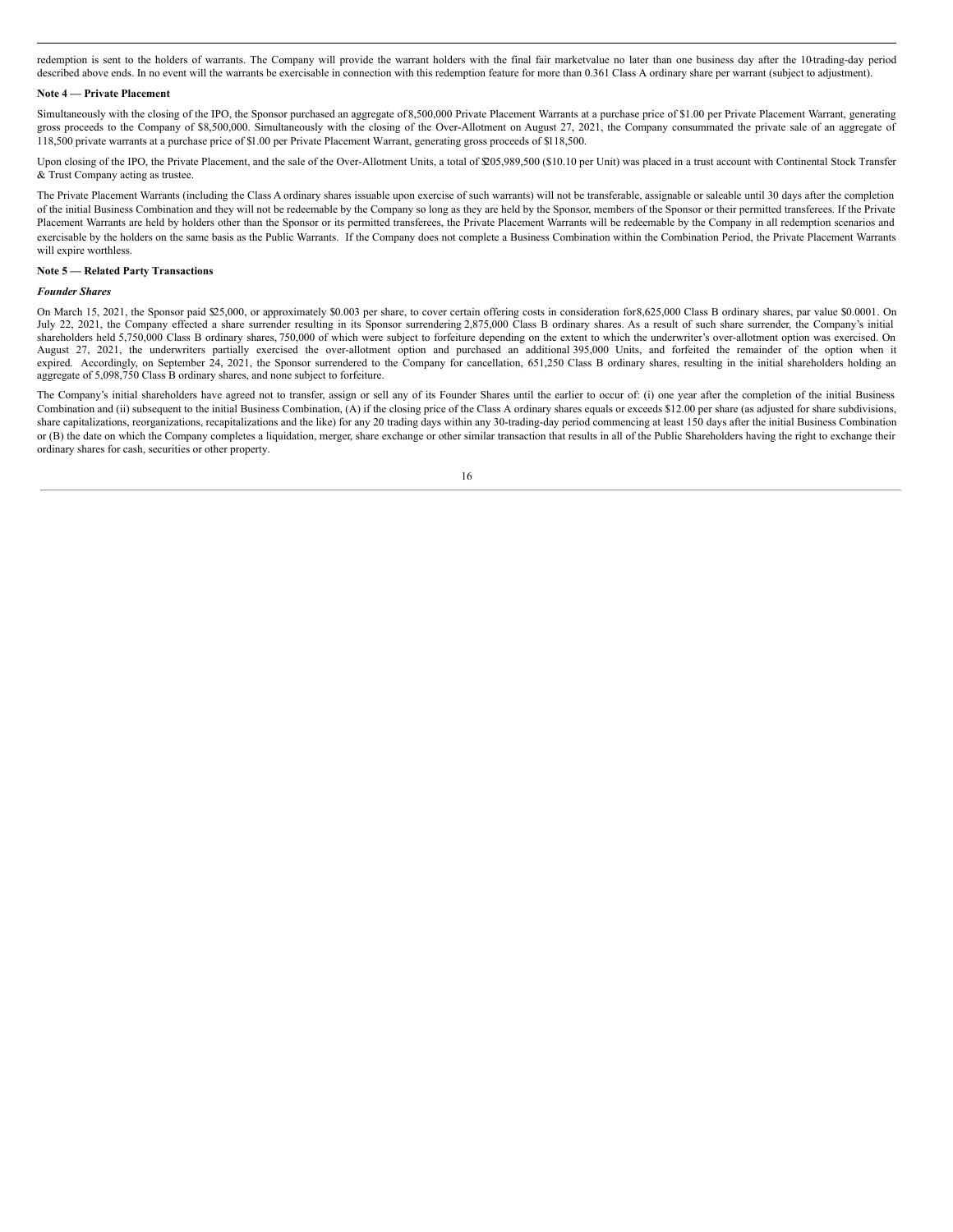redemption is sent to the holders of warrants. The Company will provide the warrant holders with the final fair marketvalue no later than one business day after the 10-trading-day period described above ends. In no event will the warrants be exercisable in connection with this redemption feature for more than 0.361 Class A ordinary share per warrant (subject to adjustment).

**Note 4 — Private Placement**

Simultaneously with the closing of the IPO, the Sponsor purchased an aggregate of 8,500,000 Private Placement Warrants at a purchase price of $1.00 per Private Placement Warrant, generating gross proceeds to the Company of $8,500,000. Simultaneously with the closing of the Over-Allotment on August 27, 2021, the Company consummated the private sale of an aggregate of 118,500 private warrants at a purchase price of $1.00 per Private Placement Warrant, generating gross proceeds of $118,500.

Upon closing of the IPO, the Private Placement, and the sale of the Over-Allotment Units, a total of $205,989,500 ($10.10 per Unit) was placed in a trust account with Continental Stock Transfer & Trust Company acting as trustee.

The Private Placement Warrants (including the Class A ordinary shares issuable upon exercise of such warrants) will not be transferable, assignable or saleable until 30 days after the completion of the initial Business Combination and they will not be redeemable by the Company so long as they are held by the Sponsor, members of the Sponsor or their permitted transferees. If the Private Placement Warrants are held by holders other than the Sponsor or its permitted transferees, the Private Placement Warrants will be redeemable by the Company in all redemption scenarios and exercisable by the holders on the same basis as the Public Warrants. If the Company does not complete a Business Combination within the Combination Period, the Private Placement Warrants will expire worthless.

**Note 5 — Related Party Transactions**

***Founder Shares***

On March 15, 2021, the Sponsor paid $25,000, or approximately $0.003 per share, to cover certain offering costs in consideration for 8,625,000 Class B ordinary shares, par value $0.0001. On July 22, 2021, the Company effected a share surrender resulting in its Sponsor surrendering 2,875,000 Class B ordinary shares. As a result of such share surrender, the Company's initial shareholders held 5,750,000 Class B ordinary shares, 750,000 of which were subject to forfeiture depending on the extent to which the underwriter's over-allotment option was exercised. On August 27, 2021, the underwriters partially exercised the over-allotment option and purchased an additional 395,000 Units, and forfeited the remainder of the option when it expired. Accordingly, on September 24, 2021, the Sponsor surrendered to the Company for cancellation, 651,250 Class B ordinary shares, resulting in the initial shareholders holding an aggregate of 5,098,750 Class B ordinary shares, and none subject to forfeiture.

The Company's initial shareholders have agreed not to transfer, assign or sell any of its Founder Shares until the earlier to occur of: (i) one year after the completion of the initial Business Combination and (ii) subsequent to the initial Business Combination, (A) if the closing price of the Class A ordinary shares equals or exceeds $12.00 per share (as adjusted for share subdivisions, share capitalizations, reorganizations, recapitalizations and the like) for any 20 trading days within any 30-trading-day period commencing at least 150 days after the initial Business Combination or (B) the date on which the Company completes a liquidation, merger, share exchange or other similar transaction that results in all of the Public Shareholders having the right to exchange their ordinary shares for cash, securities or other property.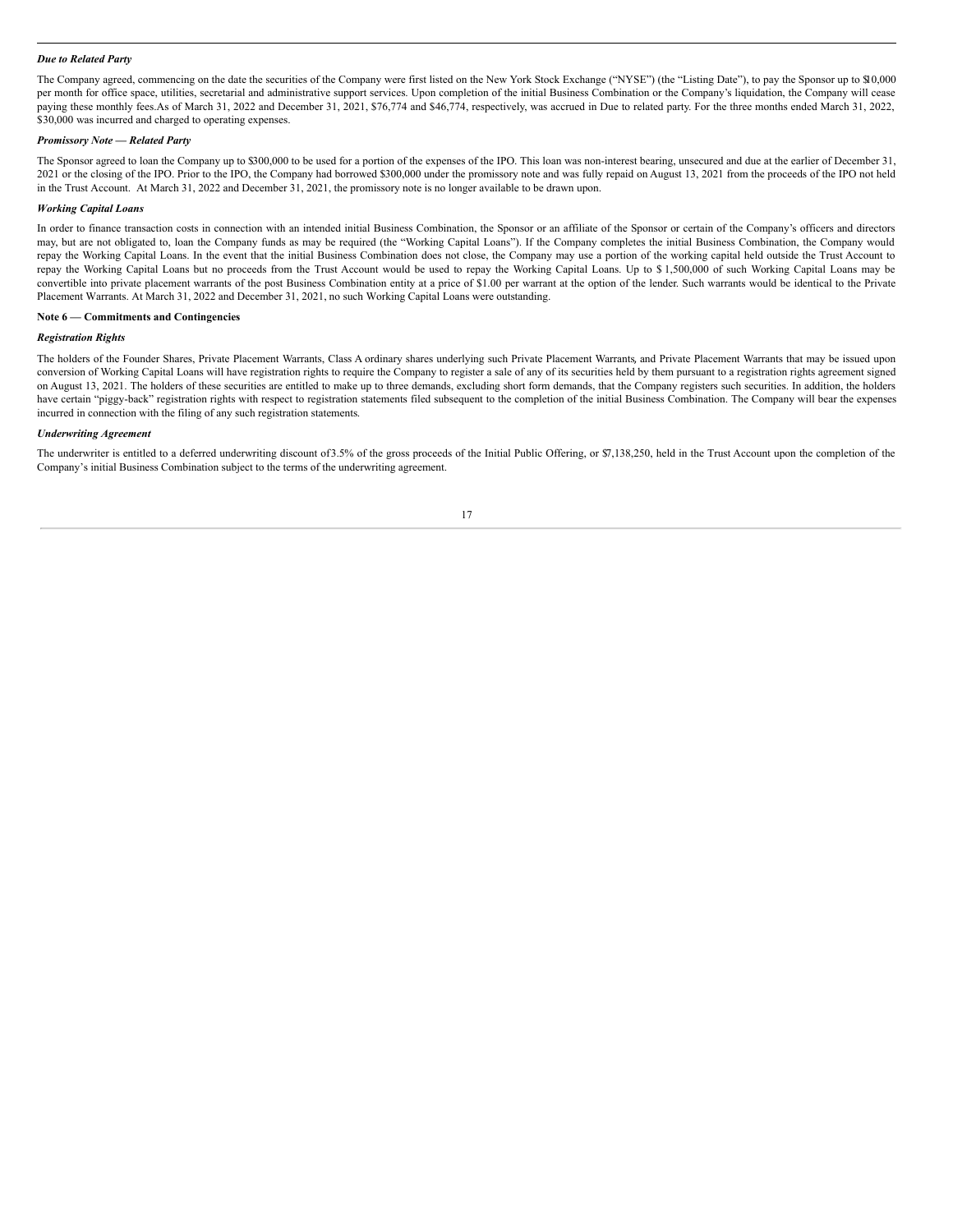***Due to Related Party***

The Company agreed, commencing on the date the securities of the Company were first listed on the New York Stock Exchange ("NYSE") (the "Listing Date"), to pay the Sponsor up to $10,000 per month for office space, utilities, secretarial and administrative support services. Upon completion of the initial Business Combination or the Company's liquidation, the Company will cease paying these monthly fees.As of March 31, 2022 and December 31, 2021, $76,774 and $46,774, respectively, was accrued in Due to related party. For the three months ended March 31, 2022, $30,000 was incurred and charged to operating expenses.

***Promissory Note — Related Party***

The Sponsor agreed to loan the Company up to $300,000 to be used for a portion of the expenses of the IPO. This loan was non-interest bearing, unsecured and due at the earlier of December 31, 2021 or the closing of the IPO. Prior to the IPO, the Company had borrowed $300,000 under the promissory note and was fully repaid on August 13, 2021 from the proceeds of the IPO not held in the Trust Account. At March 31, 2022 and December 31, 2021, the promissory note is no longer available to be drawn upon.

***Working Capital Loans***

In order to finance transaction costs in connection with an intended initial Business Combination, the Sponsor or an affiliate of the Sponsor or certain of the Company's officers and directors may, but are not obligated to, loan the Company funds as may be required (the "Working Capital Loans"). If the Company completes the initial Business Combination, the Company would repay the Working Capital Loans. In the event that the initial Business Combination does not close, the Company may use a portion of the working capital held outside the Trust Account to repay the Working Capital Loans but no proceeds from the Trust Account would be used to repay the Working Capital Loans. Up to $ 1,500,000 of such Working Capital Loans may be convertible into private placement warrants of the post Business Combination entity at a price of $1.00 per warrant at the option of the lender. Such warrants would be identical to the Private Placement Warrants. At March 31, 2022 and December 31, 2021, no such Working Capital Loans were outstanding.

**Note 6 — Commitments and Contingencies**

***Registration Rights***

The holders of the Founder Shares, Private Placement Warrants, Class A ordinary shares underlying such Private Placement Warrants, and Private Placement Warrants that may be issued upon conversion of Working Capital Loans will have registration rights to require the Company to register a sale of any of its securities held by them pursuant to a registration rights agreement signed on August 13, 2021. The holders of these securities are entitled to make up to three demands, excluding short form demands, that the Company registers such securities. In addition, the holders have certain "piggy-back" registration rights with respect to registration statements filed subsequent to the completion of the initial Business Combination. The Company will bear the expenses incurred in connection with the filing of any such registration statements.

***Underwriting Agreement***

The underwriter is entitled to a deferred underwriting discount of 3.5% of the gross proceeds of the Initial Public Offering, or $7,138,250, held in the Trust Account upon the completion of the Company's initial Business Combination subject to the terms of the underwriting agreement.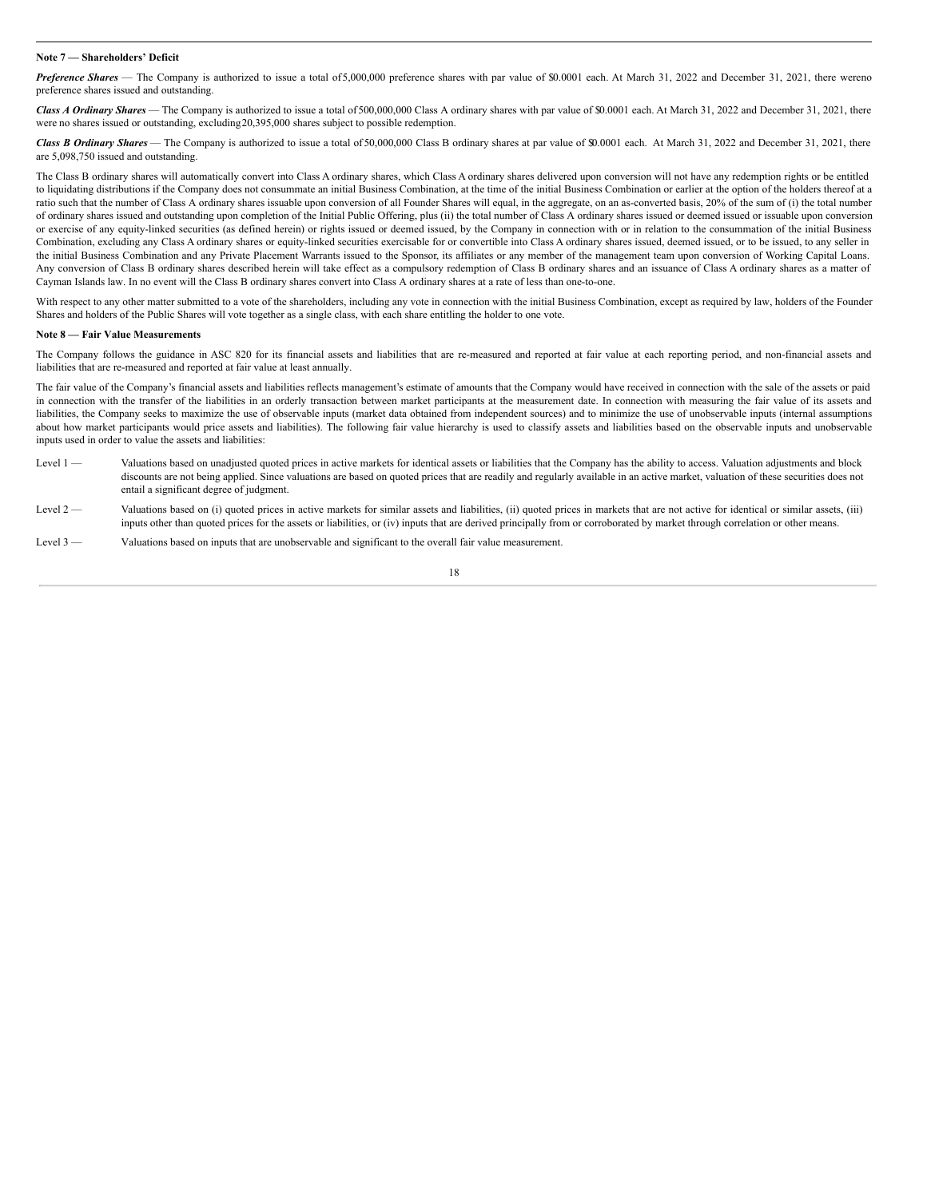**Note 7 — Shareholders' Deficit**

***Preference Shares*** — The Company is authorized to issue a total of 5,000,000 preference shares with par value of $0.0001 each. At March 31, 2022 and December 31, 2021, there were no preference shares issued and outstanding.

***Class A Ordinary Shares*** — The Company is authorized to issue a total of 500,000,000 Class A ordinary shares with par value of $0.0001 each. At March 31, 2022 and December 31, 2021, there were no shares issued or outstanding, excluding 20,395,000 shares subject to possible redemption.

***Class B Ordinary Shares*** — The Company is authorized to issue a total of 50,000,000 Class B ordinary shares at par value of $0.0001 each. At March 31, 2022 and December 31, 2021, there are 5,098,750 issued and outstanding.

The Class B ordinary shares will automatically convert into Class A ordinary shares, which Class A ordinary shares delivered upon conversion will not have any redemption rights or be entitled to liquidating distributions if the Company does not consummate an initial Business Combination, at the time of the initial Business Combination or earlier at the option of the holders thereof at a ratio such that the number of Class A ordinary shares issuable upon conversion of all Founder Shares will equal, in the aggregate, on an as-converted basis, 20% of the sum of (i) the total number of ordinary shares issued and outstanding upon completion of the Initial Public Offering, plus (ii) the total number of Class A ordinary shares issued or deemed issued or issuable upon conversion or exercise of any equity-linked securities (as defined herein) or rights issued or deemed issued, by the Company in connection with or in relation to the consummation of the initial Business Combination, excluding any Class A ordinary shares or equity-linked securities exercisable for or convertible into Class A ordinary shares issued, deemed issued, or to be issued, to any seller in the initial Business Combination and any Private Placement Warrants issued to the Sponsor, its affiliates or any member of the management team upon conversion of Working Capital Loans. Any conversion of Class B ordinary shares described herein will take effect as a compulsory redemption of Class B ordinary shares and an issuance of Class A ordinary shares as a matter of Cayman Islands law. In no event will the Class B ordinary shares convert into Class A ordinary shares at a rate of less than one-to-one.

With respect to any other matter submitted to a vote of the shareholders, including any vote in connection with the initial Business Combination, except as required by law, holders of the Founder Shares and holders of the Public Shares will vote together as a single class, with each share entitling the holder to one vote.

**Note 8 — Fair Value Measurements**

The Company follows the guidance in ASC 820 for its financial assets and liabilities that are re-measured and reported at fair value at each reporting period, and non-financial assets and liabilities that are re-measured and reported at fair value at least annually.

The fair value of the Company's financial assets and liabilities reflects management's estimate of amounts that the Company would have received in connection with the sale of the assets or paid in connection with the transfer of the liabilities in an orderly transaction between market participants at the measurement date. In connection with measuring the fair value of its assets and liabilities, the Company seeks to maximize the use of observable inputs (market data obtained from independent sources) and to minimize the use of unobservable inputs (internal assumptions about how market participants would price assets and liabilities). The following fair value hierarchy is used to classify assets and liabilities based on the observable inputs and unobservable inputs used in order to value the assets and liabilities:

Level 1 — Valuations based on unadjusted quoted prices in active markets for identical assets or liabilities that the Company has the ability to access. Valuation adjustments and block discounts are not being applied. Since valuations are based on quoted prices that are readily and regularly available in an active market, valuation of these securities does not entail a significant degree of judgment.

Level 2 — Valuations based on (i) quoted prices in active markets for similar assets and liabilities, (ii) quoted prices in markets that are not active for identical or similar assets, (iii) inputs other than quoted prices for the assets or liabilities, or (iv) inputs that are derived principally from or corroborated by market through correlation or other means.

Level 3 — Valuations based on inputs that are unobservable and significant to the overall fair value measurement.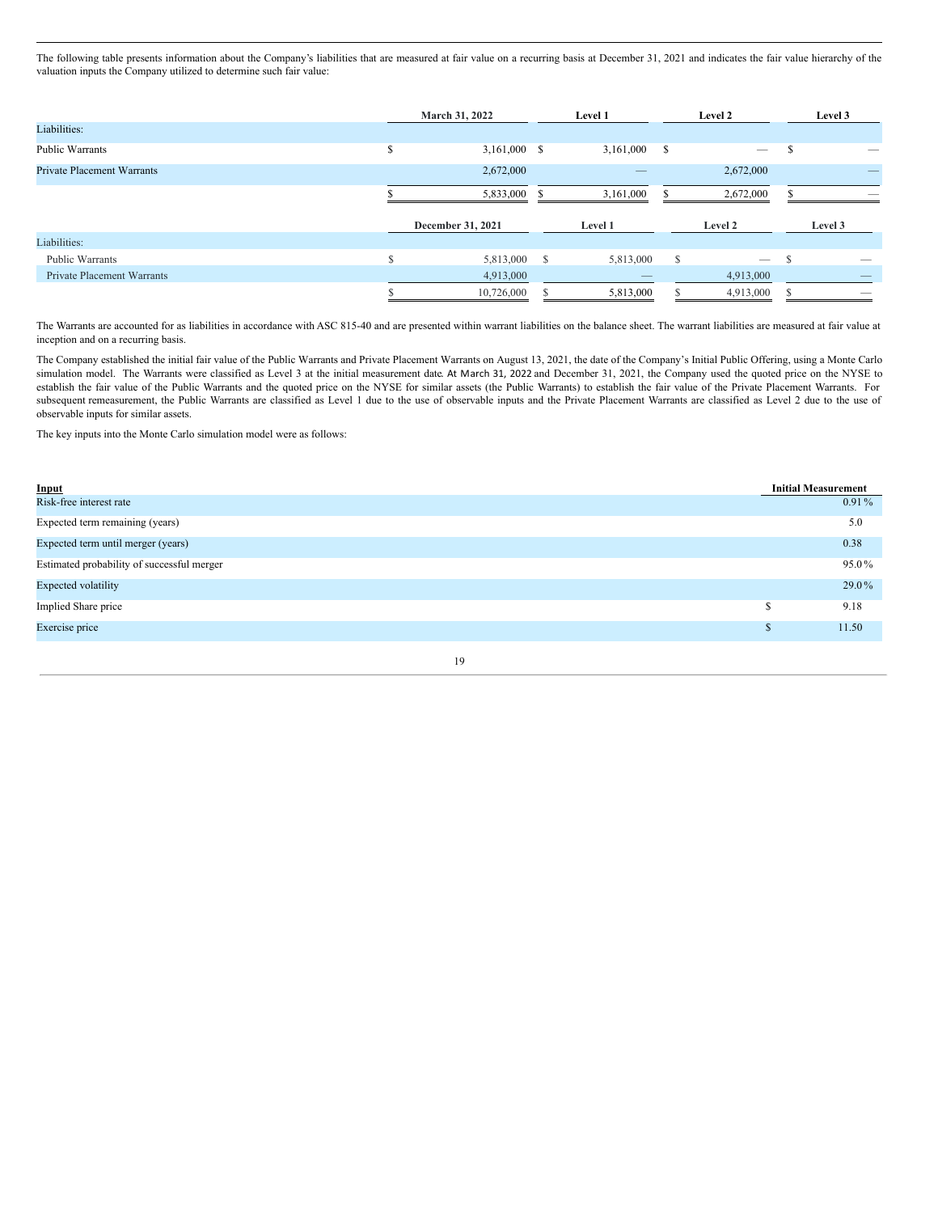The following table presents information about the Company's liabilities that are measured at fair value on a recurring basis at December 31, 2021 and indicates the fair value hierarchy of the valuation inputs the Company utilized to determine such fair value:

| | March 31, 2022 | Level 1 | Level 2 | Level 3 |
|---|---|---|---|---|
| Liabilities: | | | | |
| Public Warrants | $ 3,161,000 | $ 3,161,000 | $ — | $ — |
| Private Placement Warrants | 2,672,000 | — | 2,672,000 | — |
| | $ 5,833,000 | $ 3,161,000 | $ 2,672,000 | $ — |

| | December 31, 2021 | Level 1 | Level 2 | Level 3 |
|---|---|---|---|---|
| Liabilities: | | | | |
| Public Warrants | $ 5,813,000 | $ 5,813,000 | $ — | $ — |
| Private Placement Warrants | 4,913,000 | — | 4,913,000 | — |
| | $ 10,726,000 | $ 5,813,000 | $ 4,913,000 | $ — |

The Warrants are accounted for as liabilities in accordance with ASC 815-40 and are presented within warrant liabilities on the balance sheet. The warrant liabilities are measured at fair value at inception and on a recurring basis.

The Company established the initial fair value of the Public Warrants and Private Placement Warrants on August 13, 2021, the date of the Company's Initial Public Offering, using a Monte Carlo simulation model. The Warrants were classified as Level 3 at the initial measurement date. At March 31, 2022 and December 31, 2021, the Company used the quoted price on the NYSE to establish the fair value of the Public Warrants and the quoted price on the NYSE for similar assets (the Public Warrants) to establish the fair value of the Private Placement Warrants. For subsequent remeasurement, the Public Warrants are classified as Level 1 due to the use of observable inputs and the Private Placement Warrants are classified as Level 2 due to the use of observable inputs for similar assets.

The key inputs into the Monte Carlo simulation model were as follows:

| Input | Initial Measurement |
|---|---|
| Risk-free interest rate | 0.91% |
| Expected term remaining (years) | 5.0 |
| Expected term until merger (years) | 0.38 |
| Estimated probability of successful merger | 95.0% |
| Expected volatility | 29.0% |
| Implied Share price | $ 9.18 |
| Exercise price | $ 11.50 |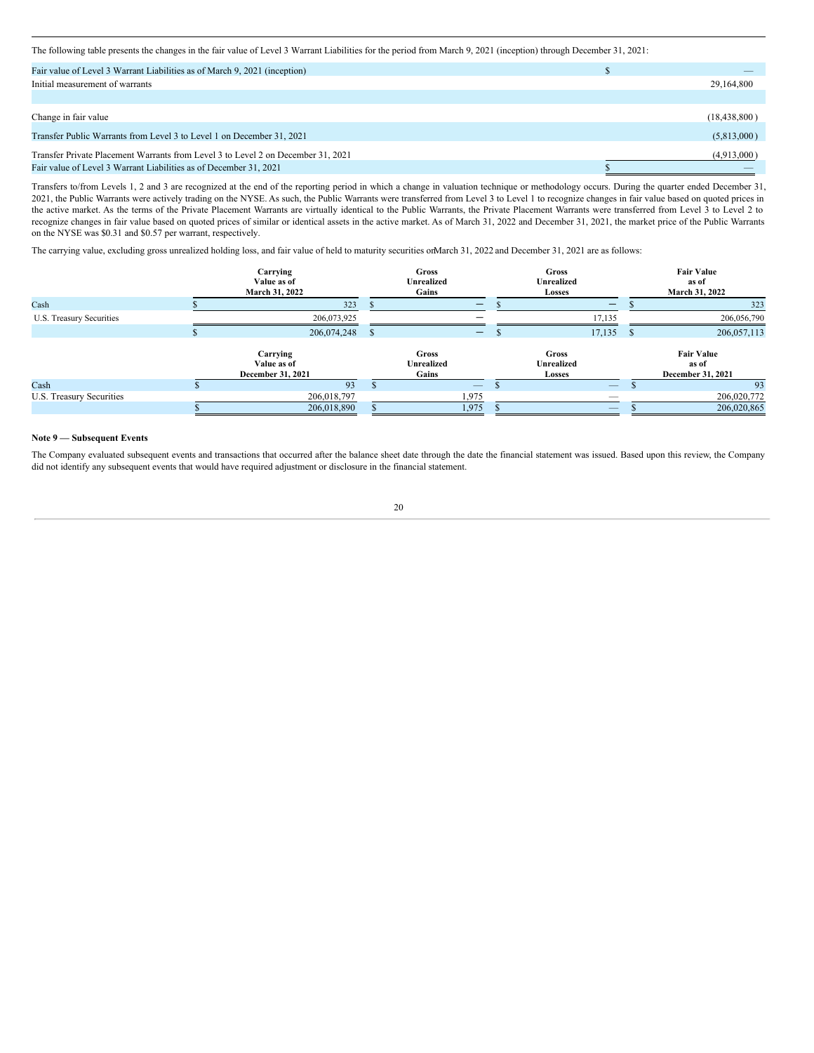The following table presents the changes in the fair value of Level 3 Warrant Liabilities for the period from March 9, 2021 (inception) through December 31, 2021:

| | |
|---|---|
| Fair value of Level 3 Warrant Liabilities as of March 9, 2021 (inception) | $ — |
| Initial measurement of warrants | 29,164,800 |
| | |
| Change in fair value | (18,438,800) |
| Transfer Public Warrants from Level 3 to Level 1 on December 31, 2021 | (5,813,000) |
| Transfer Private Placement Warrants from Level 3 to Level 2 on December 31, 2021 | (4,913,000) |
| Fair value of Level 3 Warrant Liabilities as of December 31, 2021 | $ — |

Transfers to/from Levels 1, 2 and 3 are recognized at the end of the reporting period in which a change in valuation technique or methodology occurs. During the quarter ended December 31, 2021, the Public Warrants were actively trading on the NYSE. As such, the Public Warrants were transferred from Level 3 to Level 1 to recognize changes in fair value based on quoted prices in the active market. As the terms of the Private Placement Warrants are virtually identical to the Public Warrants, the Private Placement Warrants were transferred from Level 3 to Level 2 to recognize changes in fair value based on quoted prices of similar or identical assets in the active market. As of March 31, 2022 and December 31, 2021, the market price of the Public Warrants on the NYSE was $0.31 and $0.57 per warrant, respectively.

The carrying value, excluding gross unrealized holding loss, and fair value of held to maturity securities on March 31, 2022 and December 31, 2021 are as follows:

| | Carrying Value as of March 31, 2022 | Gross Unrealized Gains | Gross Unrealized Losses | Fair Value as of March 31, 2022 |
|---|---|---|---|---|
| Cash | $ 323 | $ — | $ — | $ 323 |
| U.S. Treasury Securities | 206,073,925 | — | 17,135 | 206,056,790 |
| | $ 206,074,248 | $ — | $ 17,135 | $ 206,057,113 |

| | Carrying Value as of December 31, 2021 | Gross Unrealized Gains | Gross Unrealized Losses | Fair Value as of December 31, 2021 |
|---|---|---|---|---|
| Cash | $ 93 | $ — | $ — | $ 93 |
| U.S. Treasury Securities | 206,018,797 | 1,975 | — | 206,020,772 |
| | $ 206,018,890 | $ 1,975 | $ — | $ 206,020,865 |

**Note 9 — Subsequent Events**

The Company evaluated subsequent events and transactions that occurred after the balance sheet date through the date the financial statement was issued. Based upon this review, the Company did not identify any subsequent events that would have required adjustment or disclosure in the financial statement.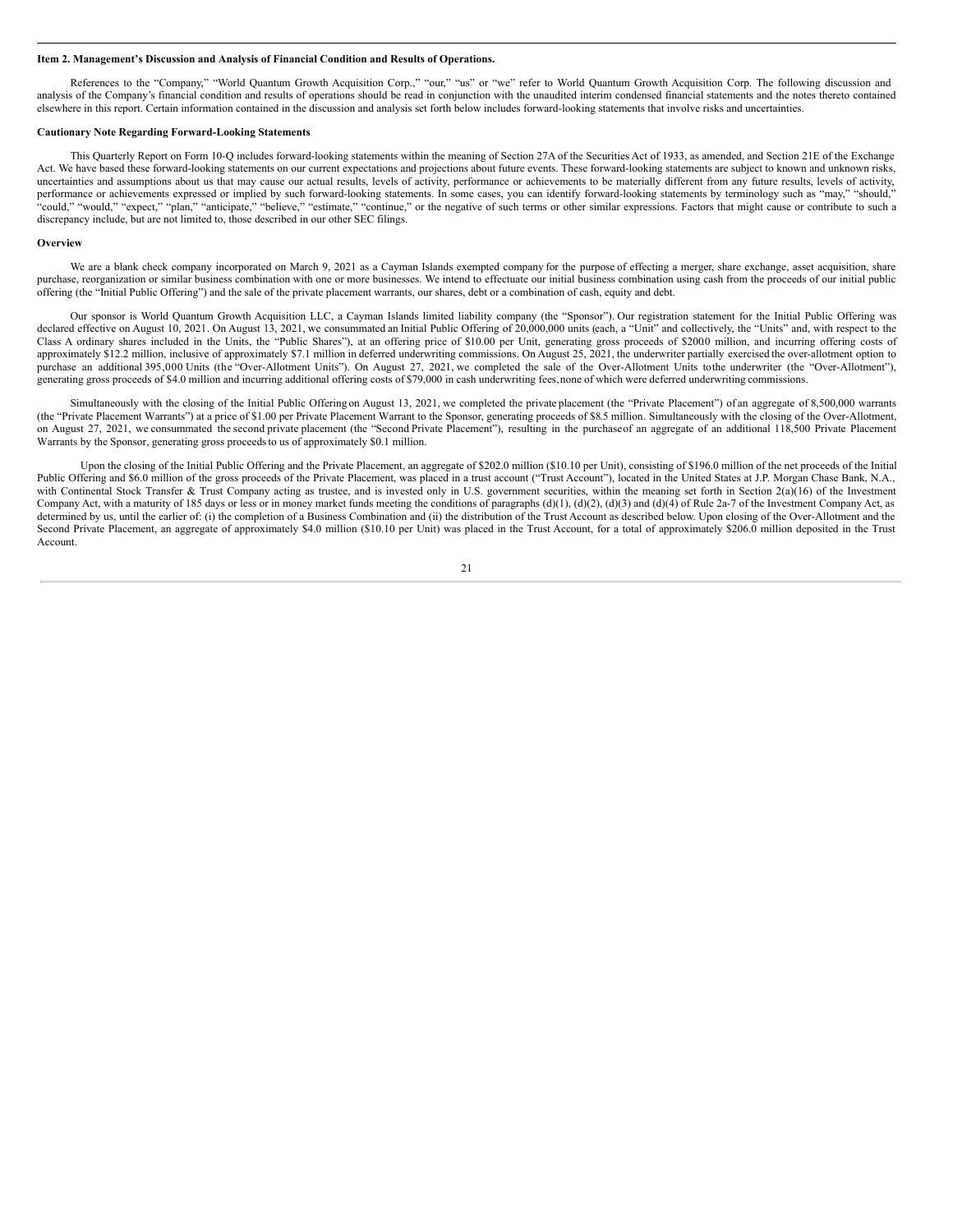**Item 2. Management's Discussion and Analysis of Financial Condition and Results of Operations.**

References to the "Company," "World Quantum Growth Acquisition Corp.," "our," "us" or "we" refer to World Quantum Growth Acquisition Corp. The following discussion and analysis of the Company's financial condition and results of operations should be read in conjunction with the unaudited interim condensed financial statements and the notes thereto contained elsewhere in this report. Certain information contained in the discussion and analysis set forth below includes forward-looking statements that involve risks and uncertainties.

**Cautionary Note Regarding Forward-Looking Statements**

This Quarterly Report on Form 10-Q includes forward-looking statements within the meaning of Section 27A of the Securities Act of 1933, as amended, and Section 21E of the Exchange Act. We have based these forward-looking statements on our current expectations and projections about future events. These forward-looking statements are subject to known and unknown risks, uncertainties and assumptions about us that may cause our actual results, levels of activity, performance or achievements to be materially different from any future results, levels of activity, performance or achievements expressed or implied by such forward-looking statements. In some cases, you can identify forward-looking statements by terminology such as "may," "should," "could," "would," "expect," "plan," "anticipate," "believe," "estimate," "continue," or the negative of such terms or other similar expressions. Factors that might cause or contribute to such a discrepancy include, but are not limited to, those described in our other SEC filings.

**Overview**

We are a blank check company incorporated on March 9, 2021 as a Cayman Islands exempted company for the purpose of effecting a merger, share exchange, asset acquisition, share purchase, reorganization or similar business combination with one or more businesses. We intend to effectuate our initial business combination using cash from the proceeds of our initial public offering (the "Initial Public Offering") and the sale of the private placement warrants, our shares, debt or a combination of cash, equity and debt.

Our sponsor is World Quantum Growth Acquisition LLC, a Cayman Islands limited liability company (the "Sponsor"). Our registration statement for the Initial Public Offering was declared effective on August 10, 2021. On August 13, 2021, we consummated an Initial Public Offering of 20,000,000 units (each, a "Unit" and collectively, the "Units" and, with respect to the Class A ordinary shares included in the Units, the "Public Shares"), at an offering price of $10.00 per Unit, generating gross proceeds of $2000 million, and incurring offering costs of approximately $12.2 million, inclusive of approximately $7.1 million in deferred underwriting commissions. On August 25, 2021, the underwriter partially exercised the over-allotment option to purchase an additional 395,000 Units (the "Over-Allotment Units"). On August 27, 2021, we completed the sale of the Over-Allotment Units tothe underwriter (the "Over-Allotment"), generating gross proceeds of $4.0 million and incurring additional offering costs of $79,000 in cash underwriting fees, none of which were deferred underwriting commissions.

Simultaneously with the closing of the Initial Public Offering on August 13, 2021, we completed the private placement (the "Private Placement") of an aggregate of 8,500,000 warrants (the "Private Placement Warrants") at a price of $1.00 per Private Placement Warrant to the Sponsor, generating proceeds of $8.5 million. Simultaneously with the closing of the Over-Allotment, on August 27, 2021, we consummated the second private placement (the "Second Private Placement"), resulting in the purchaseof an aggregate of an additional 118,500 Private Placement Warrants by the Sponsor, generating gross proceeds to us of approximately $0.1 million.

Upon the closing of the Initial Public Offering and the Private Placement, an aggregate of $202.0 million ($10.10 per Unit), consisting of $196.0 million of the net proceeds of the Initial Public Offering and $6.0 million of the gross proceeds of the Private Placement, was placed in a trust account ("Trust Account"), located in the United States at J.P. Morgan Chase Bank, N.A., with Continental Stock Transfer & Trust Company acting as trustee, and is invested only in U.S. government securities, within the meaning set forth in Section 2(a)(16) of the Investment Company Act, with a maturity of 185 days or less or in money market funds meeting the conditions of paragraphs (d)(1), (d)(2), (d)(3) and (d)(4) of Rule 2a-7 of the Investment Company Act, as determined by us, until the earlier of: (i) the completion of a Business Combination and (ii) the distribution of the Trust Account as described below. Upon closing of the Over-Allotment and the Second Private Placement, an aggregate of approximately $4.0 million ($10.10 per Unit) was placed in the Trust Account, for a total of approximately $206.0 million deposited in the Trust Account.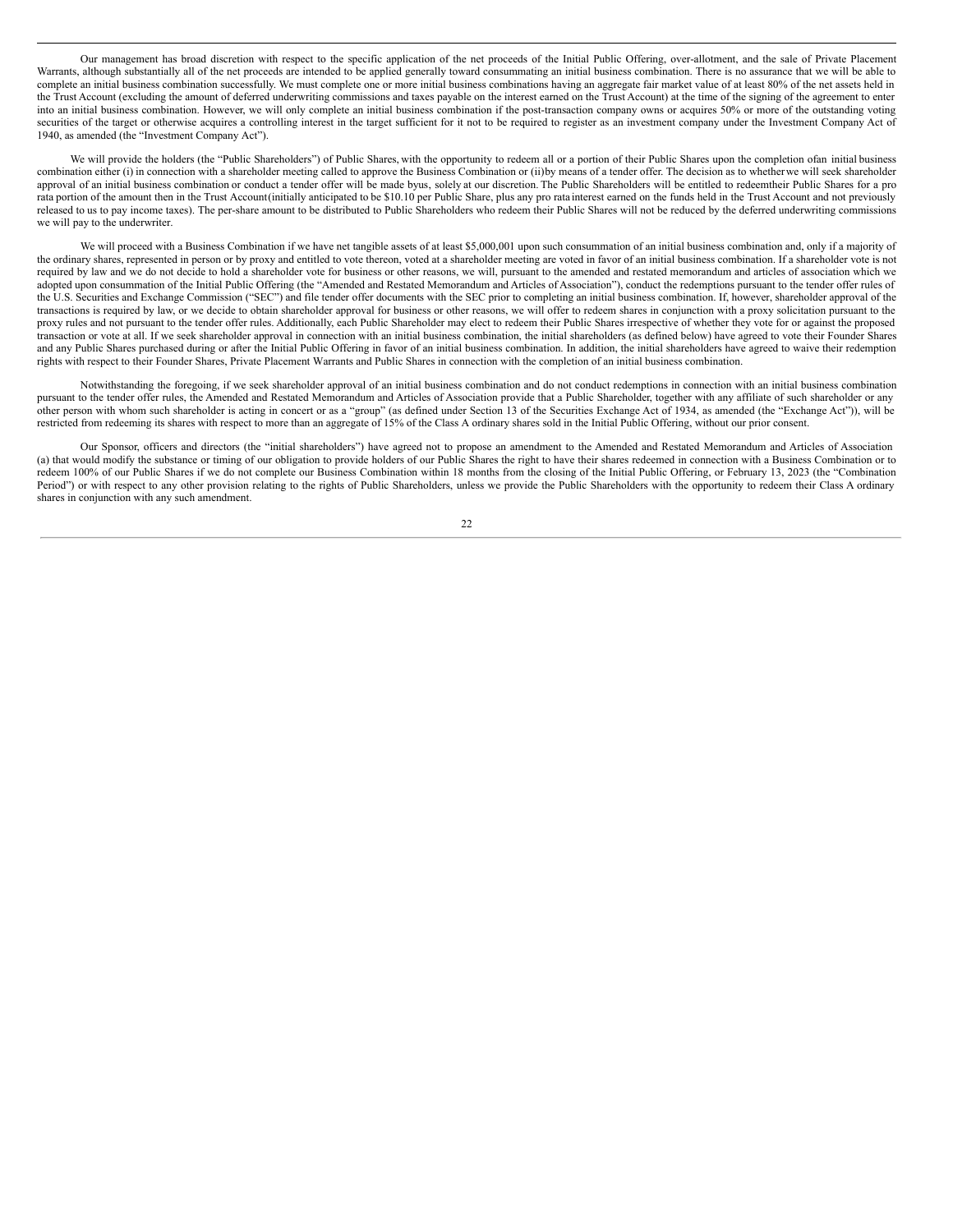Our management has broad discretion with respect to the specific application of the net proceeds of the Initial Public Offering, over-allotment, and the sale of Private Placement Warrants, although substantially all of the net proceeds are intended to be applied generally toward consummating an initial business combination. There is no assurance that we will be able to complete an initial business combination successfully. We must complete one or more initial business combinations having an aggregate fair market value of at least 80% of the net assets held in the Trust Account (excluding the amount of deferred underwriting commissions and taxes payable on the interest earned on the Trust Account) at the time of the signing of the agreement to enter into an initial business combination. However, we will only complete an initial business combination if the post-transaction company owns or acquires 50% or more of the outstanding voting securities of the target or otherwise acquires a controlling interest in the target sufficient for it not to be required to register as an investment company under the Investment Company Act of 1940, as amended (the "Investment Company Act").

We will provide the holders (the "Public Shareholders") of Public Shares, with the opportunity to redeem all or a portion of their Public Shares upon the completion ofan initial business combination either (i) in connection with a shareholder meeting called to approve the Business Combination or (ii)by means of a tender offer. The decision as to whetherwe will seek shareholder approval of an initial business combination or conduct a tender offer will be made byus, solely at our discretion. The Public Shareholders will be entitled to redeemtheir Public Shares for a pro rata portion of the amount then in the Trust Account(initially anticipated to be $10.10 per Public Share, plus any pro rata interest earned on the funds held in the Trust Account and not previously released to us to pay income taxes). The per-share amount to be distributed to Public Shareholders who redeem their Public Shares will not be reduced by the deferred underwriting commissions we will pay to the underwriter.

We will proceed with a Business Combination if we have net tangible assets of at least $5,000,001 upon such consummation of an initial business combination and, only if a majority of the ordinary shares, represented in person or by proxy and entitled to vote thereon, voted at a shareholder meeting are voted in favor of an initial business combination. If a shareholder vote is not required by law and we do not decide to hold a shareholder vote for business or other reasons, we will, pursuant to the amended and restated memorandum and articles of association which we adopted upon consummation of the Initial Public Offering (the "Amended and Restated Memorandum and Articles of Association"), conduct the redemptions pursuant to the tender offer rules of the U.S. Securities and Exchange Commission ("SEC") and file tender offer documents with the SEC prior to completing an initial business combination. If, however, shareholder approval of the transactions is required by law, or we decide to obtain shareholder approval for business or other reasons, we will offer to redeem shares in conjunction with a proxy solicitation pursuant to the proxy rules and not pursuant to the tender offer rules. Additionally, each Public Shareholder may elect to redeem their Public Shares irrespective of whether they vote for or against the proposed transaction or vote at all. If we seek shareholder approval in connection with an initial business combination, the initial shareholders (as defined below) have agreed to vote their Founder Shares and any Public Shares purchased during or after the Initial Public Offering in favor of an initial business combination. In addition, the initial shareholders have agreed to waive their redemption rights with respect to their Founder Shares, Private Placement Warrants and Public Shares in connection with the completion of an initial business combination.

Notwithstanding the foregoing, if we seek shareholder approval of an initial business combination and do not conduct redemptions in connection with an initial business combination pursuant to the tender offer rules, the Amended and Restated Memorandum and Articles of Association provide that a Public Shareholder, together with any affiliate of such shareholder or any other person with whom such shareholder is acting in concert or as a "group" (as defined under Section 13 of the Securities Exchange Act of 1934, as amended (the "Exchange Act")), will be restricted from redeeming its shares with respect to more than an aggregate of 15% of the Class A ordinary shares sold in the Initial Public Offering, without our prior consent.

Our Sponsor, officers and directors (the "initial shareholders") have agreed not to propose an amendment to the Amended and Restated Memorandum and Articles of Association (a) that would modify the substance or timing of our obligation to provide holders of our Public Shares the right to have their shares redeemed in connection with a Business Combination or to redeem 100% of our Public Shares if we do not complete our Business Combination within 18 months from the closing of the Initial Public Offering, or February 13, 2023 (the "Combination Period") or with respect to any other provision relating to the rights of Public Shareholders, unless we provide the Public Shareholders with the opportunity to redeem their Class A ordinary shares in conjunction with any such amendment.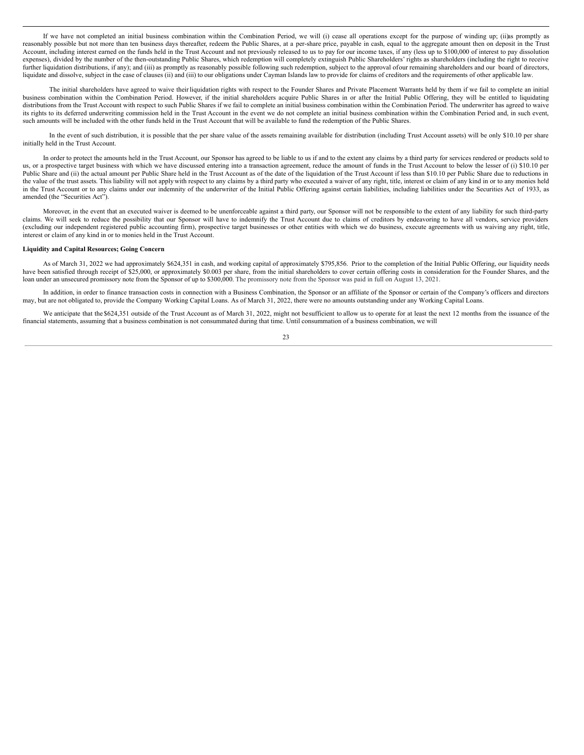If we have not completed an initial business combination within the Combination Period, we will (i) cease all operations except for the purpose of winding up; (ii) as promptly as reasonably possible but not more than ten business days thereafter, redeem the Public Shares, at a per-share price, payable in cash, equal to the aggregate amount then on deposit in the Trust Account, including interest earned on the funds held in the Trust Account and not previously released to us to pay for our income taxes, if any (less up to $100,000 of interest to pay dissolution expenses), divided by the number of the then-outstanding Public Shares, which redemption will completely extinguish Public Shareholders' rights as shareholders (including the right to receive further liquidation distributions, if any); and (iii) as promptly as reasonably possible following such redemption, subject to the approval of our remaining shareholders and our board of directors, liquidate and dissolve, subject in the case of clauses (ii) and (iii) to our obligations under Cayman Islands law to provide for claims of creditors and the requirements of other applicable law.

The initial shareholders have agreed to waive their liquidation rights with respect to the Founder Shares and Private Placement Warrants held by them if we fail to complete an initial business combination within the Combination Period. However, if the initial shareholders acquire Public Shares in or after the Initial Public Offering, they will be entitled to liquidating distributions from the Trust Account with respect to such Public Shares if we fail to complete an initial business combination within the Combination Period. The underwriter has agreed to waive its rights to its deferred underwriting commission held in the Trust Account in the event we do not complete an initial business combination within the Combination Period and, in such event, such amounts will be included with the other funds held in the Trust Account that will be available to fund the redemption of the Public Shares.

In the event of such distribution, it is possible that the per share value of the assets remaining available for distribution (including Trust Account assets) will be only $10.10 per share initially held in the Trust Account.

In order to protect the amounts held in the Trust Account, our Sponsor has agreed to be liable to us if and to the extent any claims by a third party for services rendered or products sold to us, or a prospective target business with which we have discussed entering into a transaction agreement, reduce the amount of funds in the Trust Account to below the lesser of (i) $10.10 per Public Share and (ii) the actual amount per Public Share held in the Trust Account as of the date of the liquidation of the Trust Account if less than $10.10 per Public Share due to reductions in the value of the trust assets. This liability will not apply with respect to any claims by a third party who executed a waiver of any right, title, interest or claim of any kind in or to any monies held in the Trust Account or to any claims under our indemnity of the underwriter of the Initial Public Offering against certain liabilities, including liabilities under the Securities Act of 1933, as amended (the "Securities Act").

Moreover, in the event that an executed waiver is deemed to be unenforceable against a third party, our Sponsor will not be responsible to the extent of any liability for such third-party claims. We will seek to reduce the possibility that our Sponsor will have to indemnify the Trust Account due to claims of creditors by endeavoring to have all vendors, service providers (excluding our independent registered public accounting firm), prospective target businesses or other entities with which we do business, execute agreements with us waiving any right, title, interest or claim of any kind in or to monies held in the Trust Account.

**Liquidity and Capital Resources; Going Concern**

As of March 31, 2022 we had approximately $624,351 in cash, and working capital of approximately $795,856. Prior to the completion of the Initial Public Offering, our liquidity needs have been satisfied through receipt of $25,000, or approximately $0.003 per share, from the initial shareholders to cover certain offering costs in consideration for the Founder Shares, and the loan under an unsecured promissory note from the Sponsor of up to $300,000. The promissory note from the Sponsor was paid in full on August 13, 2021.

In addition, in order to finance transaction costs in connection with a Business Combination, the Sponsor or an affiliate of the Sponsor or certain of the Company's officers and directors may, but are not obligated to, provide the Company Working Capital Loans. As of March 31, 2022, there were no amounts outstanding under any Working Capital Loans.

We anticipate that the $624,351 outside of the Trust Account as of March 31, 2022, might not be sufficient to allow us to operate for at least the next 12 months from the issuance of the financial statements, assuming that a business combination is not consummated during that time. Until consummation of a business combination, we will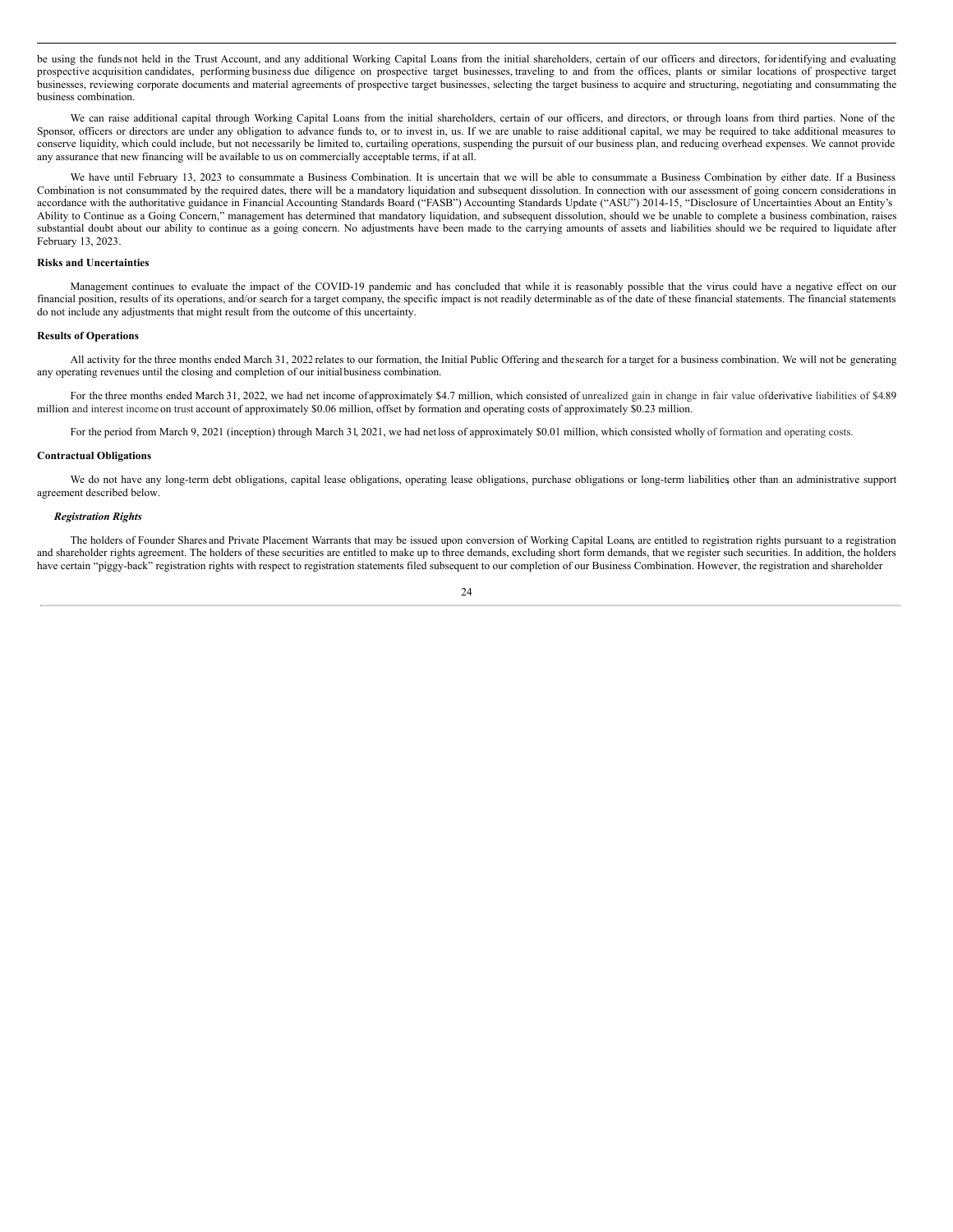be using the funds not held in the Trust Account, and any additional Working Capital Loans from the initial shareholders, certain of our officers and directors, for identifying and evaluating prospective acquisition candidates, performing business due diligence on prospective target businesses, traveling to and from the offices, plants or similar locations of prospective target businesses, reviewing corporate documents and material agreements of prospective target businesses, selecting the target business to acquire and structuring, negotiating and consummating the business combination.

We can raise additional capital through Working Capital Loans from the initial shareholders, certain of our officers, and directors, or through loans from third parties. None of the Sponsor, officers or directors are under any obligation to advance funds to, or to invest in, us. If we are unable to raise additional capital, we may be required to take additional measures to conserve liquidity, which could include, but not necessarily be limited to, curtailing operations, suspending the pursuit of our business plan, and reducing overhead expenses. We cannot provide any assurance that new financing will be available to us on commercially acceptable terms, if at all.

We have until February 13, 2023 to consummate a Business Combination. It is uncertain that we will be able to consummate a Business Combination by either date. If a Business Combination is not consummated by the required dates, there will be a mandatory liquidation and subsequent dissolution. In connection with our assessment of going concern considerations in accordance with the authoritative guidance in Financial Accounting Standards Board ("FASB") Accounting Standards Update ("ASU") 2014-15, "Disclosure of Uncertainties About an Entity's Ability to Continue as a Going Concern," management has determined that mandatory liquidation, and subsequent dissolution, should we be unable to complete a business combination, raises substantial doubt about our ability to continue as a going concern. No adjustments have been made to the carrying amounts of assets and liabilities should we be required to liquidate after February 13, 2023.

**Risks and Uncertainties**

Management continues to evaluate the impact of the COVID-19 pandemic and has concluded that while it is reasonably possible that the virus could have a negative effect on our financial position, results of its operations, and/or search for a target company, the specific impact is not readily determinable as of the date of these financial statements. The financial statements do not include any adjustments that might result from the outcome of this uncertainty.

**Results of Operations**

All activity for the three months ended March 31, 2022 relates to our formation, the Initial Public Offering and the search for a target for a business combination. We will not be generating any operating revenues until the closing and completion of our initial business combination.

For the three months ended March 31, 2022, we had net income of approximately $4.7 million, which consisted of unrealized gain in change in fair value of derivative liabilities of $4.89 million and interest income on trust account of approximately $0.06 million, offset by formation and operating costs of approximately $0.23 million.

For the period from March 9, 2021 (inception) through March 31, 2021, we had net loss of approximately $0.01 million, which consisted wholly of formation and operating costs.

**Contractual Obligations**

We do not have any long-term debt obligations, capital lease obligations, operating lease obligations, purchase obligations or long-term liabilities, other than an administrative support agreement described below.

***Registration Rights***

The holders of Founder Shares and Private Placement Warrants that may be issued upon conversion of Working Capital Loans, are entitled to registration rights pursuant to a registration and shareholder rights agreement. The holders of these securities are entitled to make up to three demands, excluding short form demands, that we register such securities. In addition, the holders have certain "piggy-back" registration rights with respect to registration statements filed subsequent to our completion of our Business Combination. However, the registration and shareholder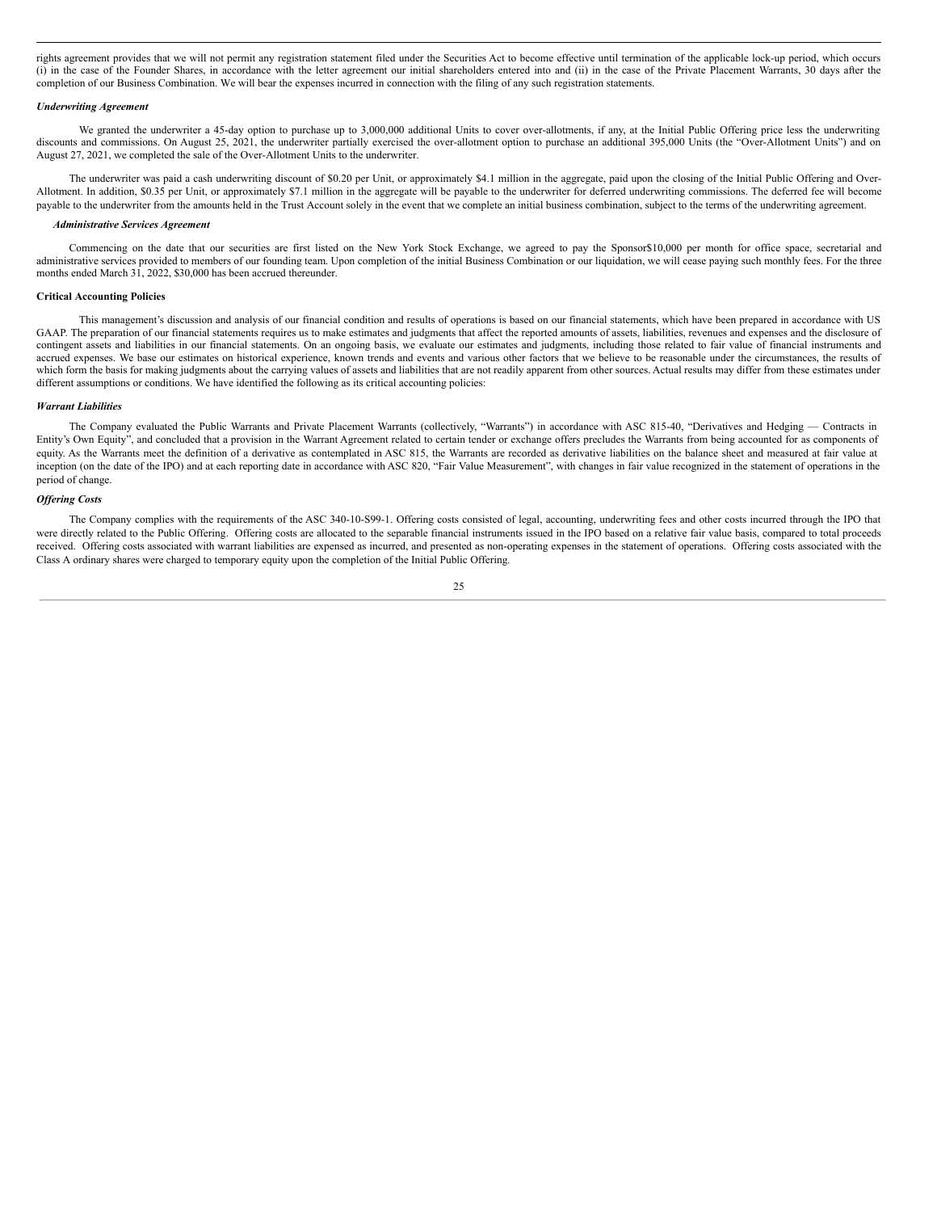rights agreement provides that we will not permit any registration statement filed under the Securities Act to become effective until termination of the applicable lock-up period, which occurs (i) in the case of the Founder Shares, in accordance with the letter agreement our initial shareholders entered into and (ii) in the case of the Private Placement Warrants, 30 days after the completion of our Business Combination. We will bear the expenses incurred in connection with the filing of any such registration statements.

***Underwriting Agreement***

We granted the underwriter a 45-day option to purchase up to 3,000,000 additional Units to cover over-allotments, if any, at the Initial Public Offering price less the underwriting discounts and commissions. On August 25, 2021, the underwriter partially exercised the over-allotment option to purchase an additional 395,000 Units (the "Over-Allotment Units") and on August 27, 2021, we completed the sale of the Over-Allotment Units to the underwriter.

The underwriter was paid a cash underwriting discount of $0.20 per Unit, or approximately $4.1 million in the aggregate, paid upon the closing of the Initial Public Offering and Over-Allotment. In addition, $0.35 per Unit, or approximately $7.1 million in the aggregate will be payable to the underwriter for deferred underwriting commissions. The deferred fee will become payable to the underwriter from the amounts held in the Trust Account solely in the event that we complete an initial business combination, subject to the terms of the underwriting agreement.

***Administrative Services Agreement***

Commencing on the date that our securities are first listed on the New York Stock Exchange, we agreed to pay the Sponsor$10,000 per month for office space, secretarial and administrative services provided to members of our founding team. Upon completion of the initial Business Combination or our liquidation, we will cease paying such monthly fees. For the three months ended March 31, 2022, $30,000 has been accrued thereunder.

**Critical Accounting Policies**

This management's discussion and analysis of our financial condition and results of operations is based on our financial statements, which have been prepared in accordance with US GAAP. The preparation of our financial statements requires us to make estimates and judgments that affect the reported amounts of assets, liabilities, revenues and expenses and the disclosure of contingent assets and liabilities in our financial statements. On an ongoing basis, we evaluate our estimates and judgments, including those related to fair value of financial instruments and accrued expenses. We base our estimates on historical experience, known trends and events and various other factors that we believe to be reasonable under the circumstances, the results of which form the basis for making judgments about the carrying values of assets and liabilities that are not readily apparent from other sources. Actual results may differ from these estimates under different assumptions or conditions. We have identified the following as its critical accounting policies:

***Warrant Liabilities***

The Company evaluated the Public Warrants and Private Placement Warrants (collectively, "Warrants") in accordance with ASC 815-40, "Derivatives and Hedging — Contracts in Entity's Own Equity", and concluded that a provision in the Warrant Agreement related to certain tender or exchange offers precludes the Warrants from being accounted for as components of equity. As the Warrants meet the definition of a derivative as contemplated in ASC 815, the Warrants are recorded as derivative liabilities on the balance sheet and measured at fair value at inception (on the date of the IPO) and at each reporting date in accordance with ASC 820, "Fair Value Measurement", with changes in fair value recognized in the statement of operations in the period of change.

***Offering Costs***

The Company complies with the requirements of the ASC 340-10-S99-1. Offering costs consisted of legal, accounting, underwriting fees and other costs incurred through the IPO that were directly related to the Public Offering. Offering costs are allocated to the separable financial instruments issued in the IPO based on a relative fair value basis, compared to total proceeds received. Offering costs associated with warrant liabilities are expensed as incurred, and presented as non-operating expenses in the statement of operations. Offering costs associated with the Class A ordinary shares were charged to temporary equity upon the completion of the Initial Public Offering.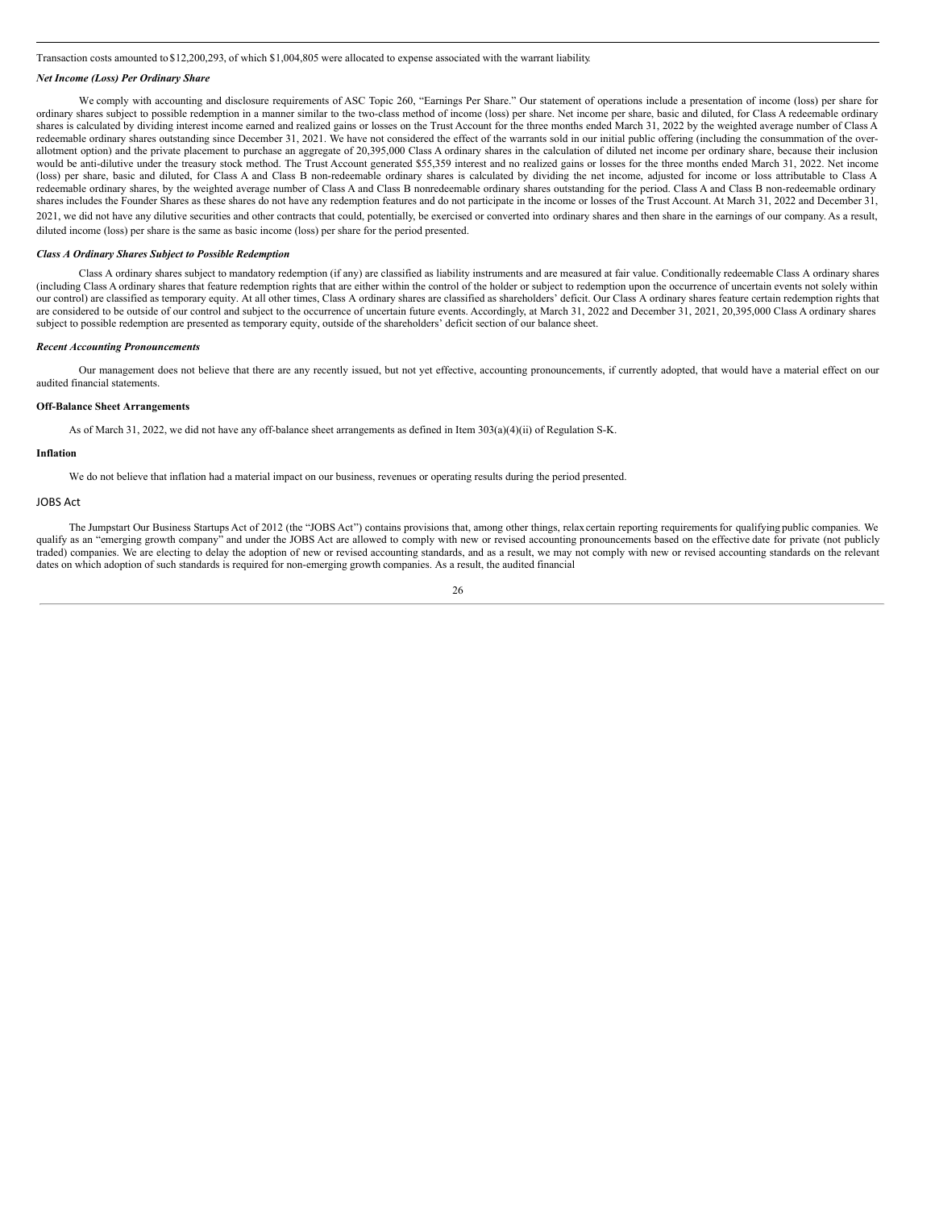Transaction costs amounted to $12,200,293, of which $1,004,805 were allocated to expense associated with the warrant liability.

***Net Income (Loss) Per Ordinary Share***

We comply with accounting and disclosure requirements of ASC Topic 260, "Earnings Per Share." Our statement of operations include a presentation of income (loss) per share for ordinary shares subject to possible redemption in a manner similar to the two-class method of income (loss) per share. Net income per share, basic and diluted, for Class A redeemable ordinary shares is calculated by dividing interest income earned and realized gains or losses on the Trust Account for the three months ended March 31, 2022 by the weighted average number of Class A redeemable ordinary shares outstanding since December 31, 2021. We have not considered the effect of the warrants sold in our initial public offering (including the consummation of the over-allotment option) and the private placement to purchase an aggregate of 20,395,000 Class A ordinary shares in the calculation of diluted net income per ordinary share, because their inclusion would be anti-dilutive under the treasury stock method. The Trust Account generated $55,359 interest and no realized gains or losses for the three months ended March 31, 2022. Net income (loss) per share, basic and diluted, for Class A and Class B non-redeemable ordinary shares is calculated by dividing the net income, adjusted for income or loss attributable to Class A redeemable ordinary shares, by the weighted average number of Class A and Class B nonredeemable ordinary shares outstanding for the period. Class A and Class B non-redeemable ordinary shares includes the Founder Shares as these shares do not have any redemption features and do not participate in the income or losses of the Trust Account. At March 31, 2022 and December 31, 2021, we did not have any dilutive securities and other contracts that could, potentially, be exercised or converted into ordinary shares and then share in the earnings of our company. As a result, diluted income (loss) per share is the same as basic income (loss) per share for the period presented.

***Class A Ordinary Shares Subject to Possible Redemption***

Class A ordinary shares subject to mandatory redemption (if any) are classified as liability instruments and are measured at fair value. Conditionally redeemable Class A ordinary shares (including Class A ordinary shares that feature redemption rights that are either within the control of the holder or subject to redemption upon the occurrence of uncertain events not solely within our control) are classified as temporary equity. At all other times, Class A ordinary shares are classified as shareholders' deficit. Our Class A ordinary shares feature certain redemption rights that are considered to be outside of our control and subject to the occurrence of uncertain future events. Accordingly, at March 31, 2022 and December 31, 2021, 20,395,000 Class A ordinary shares subject to possible redemption are presented as temporary equity, outside of the shareholders' deficit section of our balance sheet.

***Recent Accounting Pronouncements***

Our management does not believe that there are any recently issued, but not yet effective, accounting pronouncements, if currently adopted, that would have a material effect on our audited financial statements.

**Off-Balance Sheet Arrangements**

As of March 31, 2022, we did not have any off-balance sheet arrangements as defined in Item 303(a)(4)(ii) of Regulation S-K.

**Inflation**

We do not believe that inflation had a material impact on our business, revenues or operating results during the period presented.

JOBS Act

The Jumpstart Our Business Startups Act of 2012 (the "JOBS Act") contains provisions that, among other things, relax certain reporting requirements for qualifying public companies. We qualify as an "emerging growth company" and under the JOBS Act are allowed to comply with new or revised accounting pronouncements based on the effective date for private (not publicly traded) companies. We are electing to delay the adoption of new or revised accounting standards, and as a result, we may not comply with new or revised accounting standards on the relevant dates on which adoption of such standards is required for non-emerging growth companies. As a result, the audited financial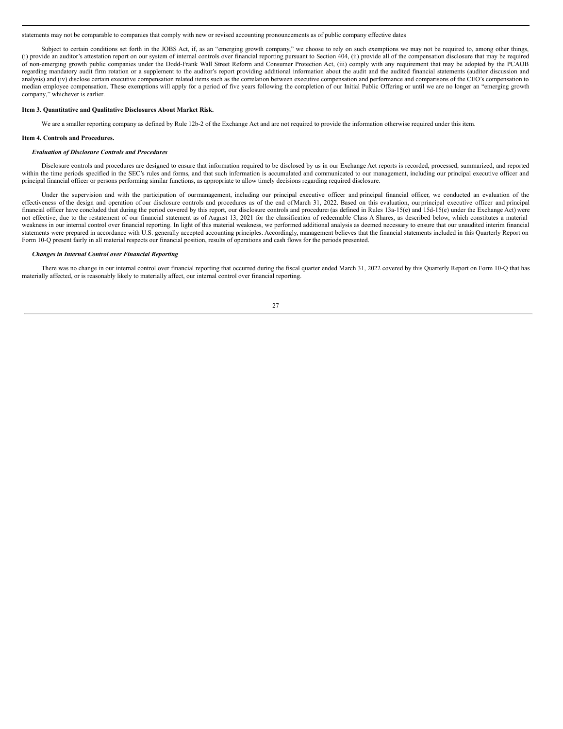statements may not be comparable to companies that comply with new or revised accounting pronouncements as of public company effective dates

Subject to certain conditions set forth in the JOBS Act, if, as an "emerging growth company," we choose to rely on such exemptions we may not be required to, among other things, (i) provide an auditor's attestation report on our system of internal controls over financial reporting pursuant to Section 404, (ii) provide all of the compensation disclosure that may be required of non-emerging growth public companies under the Dodd-Frank Wall Street Reform and Consumer Protection Act, (iii) comply with any requirement that may be adopted by the PCAOB regarding mandatory audit firm rotation or a supplement to the auditor's report providing additional information about the audit and the audited financial statements (auditor discussion and analysis) and (iv) disclose certain executive compensation related items such as the correlation between executive compensation and performance and comparisons of the CEO's compensation to median employee compensation. These exemptions will apply for a period of five years following the completion of our Initial Public Offering or until we are no longer an "emerging growth company," whichever is earlier.

**Item 3. Quantitative and Qualitative Disclosures About Market Risk.**

We are a smaller reporting company as defined by Rule 12b-2 of the Exchange Act and are not required to provide the information otherwise required under this item.

**Item 4. Controls and Procedures.**

***Evaluation of Disclosure Controls and Procedures***

Disclosure controls and procedures are designed to ensure that information required to be disclosed by us in our Exchange Act reports is recorded, processed, summarized, and reported within the time periods specified in the SEC's rules and forms, and that such information is accumulated and communicated to our management, including our principal executive officer and principal financial officer or persons performing similar functions, as appropriate to allow timely decisions regarding required disclosure.

Under the supervision and with the participation of our management, including our principal executive officer and principal financial officer, we conducted an evaluation of the effectiveness of the design and operation of our disclosure controls and procedures as of the end of March 31, 2022. Based on this evaluation, our principal executive officer and principal financial officer have concluded that during the period covered by this report, our disclosure controls and procedures (as defined in Rules 13a-15(e) and 15d-15(e) under the Exchange Act) were not effective, due to the restatement of our financial statement as of August 13, 2021 for the classification of redeemable Class A Shares, as described below, which constitutes a material weakness in our internal control over financial reporting. In light of this material weakness, we performed additional analysis as deemed necessary to ensure that our unaudited interim financial statements were prepared in accordance with U.S. generally accepted accounting principles. Accordingly, management believes that the financial statements included in this Quarterly Report on Form 10-Q present fairly in all material respects our financial position, results of operations and cash flows for the periods presented.

***Changes in Internal Control over Financial Reporting***

There was no change in our internal control over financial reporting that occurred during the fiscal quarter ended March 31, 2022 covered by this Quarterly Report on Form 10-Q that has materially affected, or is reasonably likely to materially affect, our internal control over financial reporting.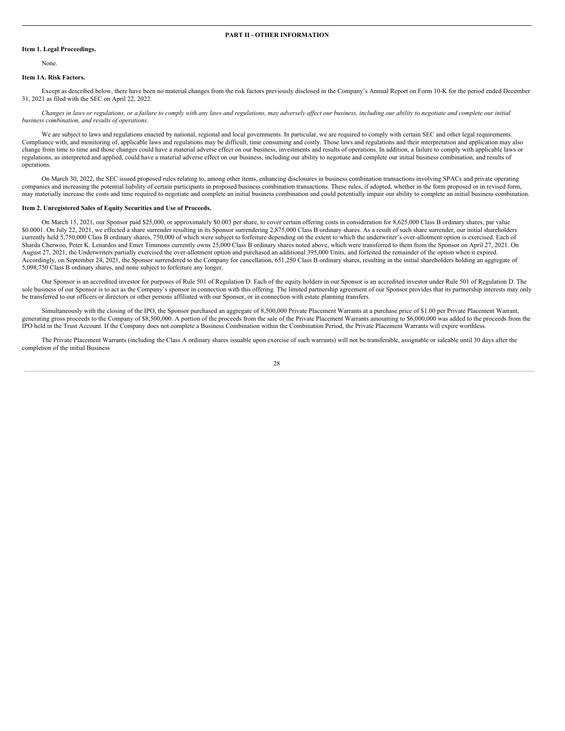## PART II - OTHER INFORMATION

### Item 1. Legal Proceedings.

None.

### Item 1A. Risk Factors.

Except as described below, there have been no material changes from the risk factors previously disclosed in the Company's Annual Report on Form 10-K for the period ended December 31, 2021 as filed with the SEC on April 22, 2022.

*Changes in laws or regulations, or a failure to comply with any laws and regulations, may adversely affect our business, including our ability to negotiate and complete our initial business combination, and results of operations.*

We are subject to laws and regulations enacted by national, regional and local governments. In particular, we are required to comply with certain SEC and other legal requirements. Compliance with, and monitoring of, applicable laws and regulations may be difficult, time consuming and costly. Those laws and regulations and their interpretation and application may also change from time to time and those changes could have a material adverse effect on our business, investments and results of operations. In addition, a failure to comply with applicable laws or regulations, as interpreted and applied, could have a material adverse effect on our business, including our ability to negotiate and complete our initial business combination, and results of operations.

On March 30, 2022, the SEC issued proposed rules relating to, among other items, enhancing disclosures in business combination transactions involving SPACs and private operating companies and increasing the potential liability of certain participants in proposed business combination transactions. These rules, if adopted, whether in the form proposed or in revised form, may materially increase the costs and time required to negotiate and complete an initial business combination and could potentially impair our ability to complete an initial business combination.

### Item 2. Unregistered Sales of Equity Securities and Use of Proceeds.

On March 15, 2021, our Sponsor paid $25,000, or approximately $0.003 per share, to cover certain offering costs in consideration for 8,625,000 Class B ordinary shares, par value $0.0001. On July 22, 2021, we effected a share surrender resulting in its Sponsor surrendering 2,875,000 Class B ordinary shares. As a result of such share surrender, our initial shareholders currently held 5,750,000 Class B ordinary shares, 750,000 of which were subject to forfeiture depending on the extent to which the underwriter's over-allotment option is exercised. Each of Sharda Cherwoo, Peter K. Lenardos and Emer Timmons currently owns 25,000 Class B ordinary shares noted above, which were transferred to them from the Sponsor on April 27, 2021. On August 27, 2021, the Underwriters partially exercised the over-allotment option and purchased an additional 395,000 Units, and forfeited the remainder of the option when it expired. Accordingly, on September 24, 2021, the Sponsor surrendered to the Company for cancellation, 651,250 Class B ordinary shares, resulting in the initial shareholders holding an aggregate of 5,098,750 Class B ordinary shares, and none subject to forfeiture any longer.

Our Sponsor is an accredited investor for purposes of Rule 501 of Regulation D. Each of the equity holders in our Sponsor is an accredited investor under Rule 501 of Regulation D. The sole business of our Sponsor is to act as the Company's sponsor in connection with this offering. The limited partnership agreement of our Sponsor provides that its partnership interests may only be transferred to our officers or directors or other persons affiliated with our Sponsor, or in connection with estate planning transfers.

Simultaneously with the closing of the IPO, the Sponsor purchased an aggregate of 8,500,000 Private Placement Warrants at a purchase price of $1.00 per Private Placement Warrant, generating gross proceeds to the Company of $8,500,000. A portion of the proceeds from the sale of the Private Placement Warrants amounting to $6,000,000 was added to the proceeds from the IPO held in the Trust Account. If the Company does not complete a Business Combination within the Combination Period, the Private Placement Warrants will expire worthless.

The Private Placement Warrants (including the Class A ordinary shares issuable upon exercise of such warrants) will not be transferable, assignable or saleable until 30 days after the completion of the initial Business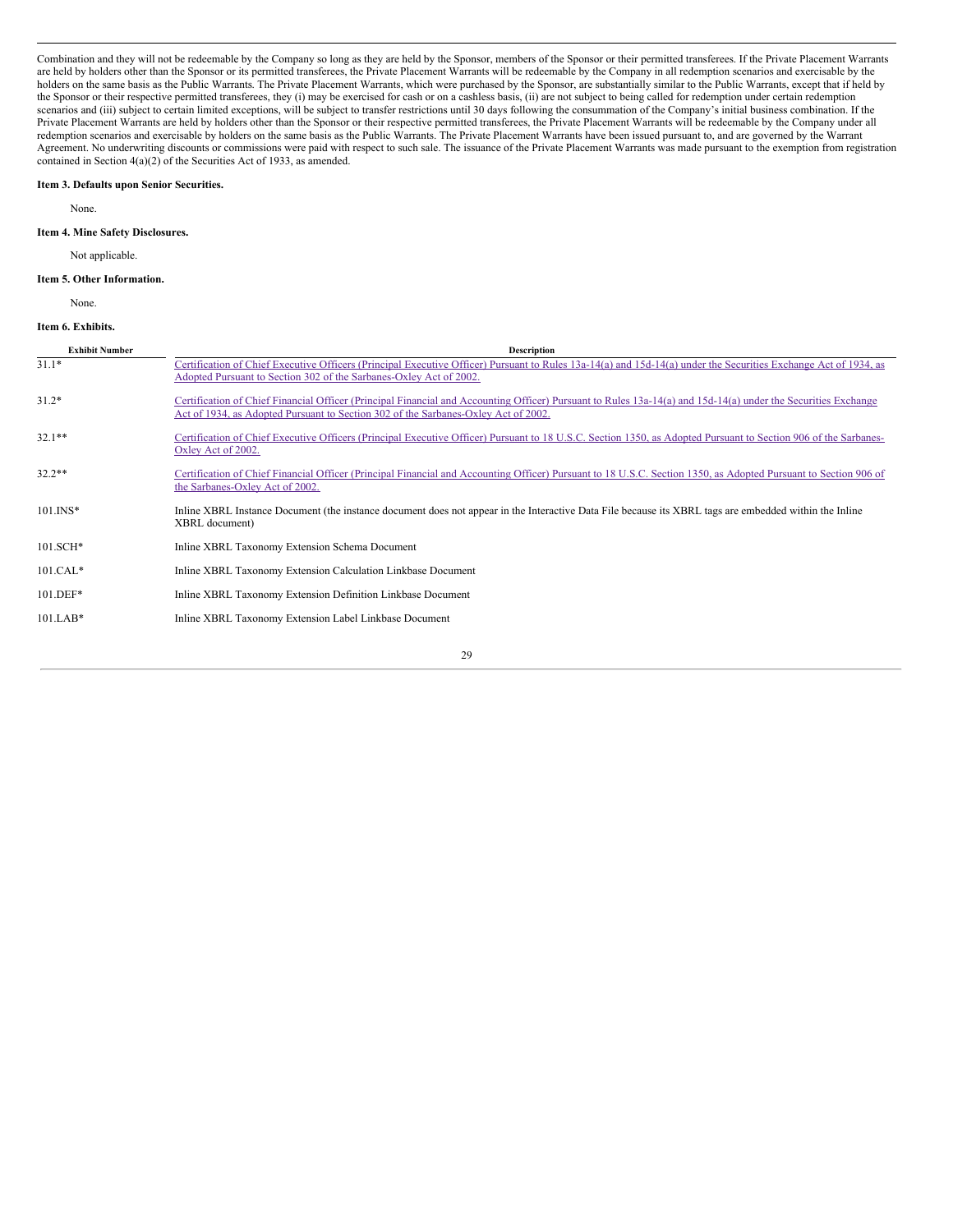Combination and they will not be redeemable by the Company so long as they are held by the Sponsor, members of the Sponsor or their permitted transferees. If the Private Placement Warrants are held by holders other than the Sponsor or its permitted transferees, the Private Placement Warrants will be redeemable by the Company in all redemption scenarios and exercisable by the holders on the same basis as the Public Warrants. The Private Placement Warrants, which were purchased by the Sponsor, are substantially similar to the Public Warrants, except that if held by the Sponsor or their respective permitted transferees, they (i) may be exercised for cash or on a cashless basis, (ii) are not subject to being called for redemption under certain redemption scenarios and (iii) subject to certain limited exceptions, will be subject to transfer restrictions until 30 days following the consummation of the Company's initial business combination. If the Private Placement Warrants are held by holders other than the Sponsor or their respective permitted transferees, the Private Placement Warrants will be redeemable by the Company under all redemption scenarios and exercisable by holders on the same basis as the Public Warrants. The Private Placement Warrants have been issued pursuant to, and are governed by the Warrant Agreement. No underwriting discounts or commissions were paid with respect to such sale. The issuance of the Private Placement Warrants was made pursuant to the exemption from registration contained in Section 4(a)(2) of the Securities Act of 1933, as amended.

**Item 3. Defaults upon Senior Securities.**

None.

**Item 4. Mine Safety Disclosures.**

Not applicable.

**Item 5. Other Information.**

None.

**Item 6. Exhibits.**

| Exhibit Number | Description |
|---|---|
| 31.1* | Certification of Chief Executive Officers (Principal Executive Officer) Pursuant to Rules 13a-14(a) and 15d-14(a) under the Securities Exchange Act of 1934, as Adopted Pursuant to Section 302 of the Sarbanes-Oxley Act of 2002. |
| 31.2* | Certification of Chief Financial Officer (Principal Financial and Accounting Officer) Pursuant to Rules 13a-14(a) and 15d-14(a) under the Securities Exchange Act of 1934, as Adopted Pursuant to Section 302 of the Sarbanes-Oxley Act of 2002. |
| 32.1** | Certification of Chief Executive Officers (Principal Executive Officer) Pursuant to 18 U.S.C. Section 1350, as Adopted Pursuant to Section 906 of the Sarbanes-Oxley Act of 2002. |
| 32.2** | Certification of Chief Financial Officer (Principal Financial and Accounting Officer) Pursuant to 18 U.S.C. Section 1350, as Adopted Pursuant to Section 906 of the Sarbanes-Oxley Act of 2002. |
| 101.INS* | Inline XBRL Instance Document (the instance document does not appear in the Interactive Data File because its XBRL tags are embedded within the Inline XBRL document) |
| 101.SCH* | Inline XBRL Taxonomy Extension Schema Document |
| 101.CAL* | Inline XBRL Taxonomy Extension Calculation Linkbase Document |
| 101.DEF* | Inline XBRL Taxonomy Extension Definition Linkbase Document |
| 101.LAB* | Inline XBRL Taxonomy Extension Label Linkbase Document |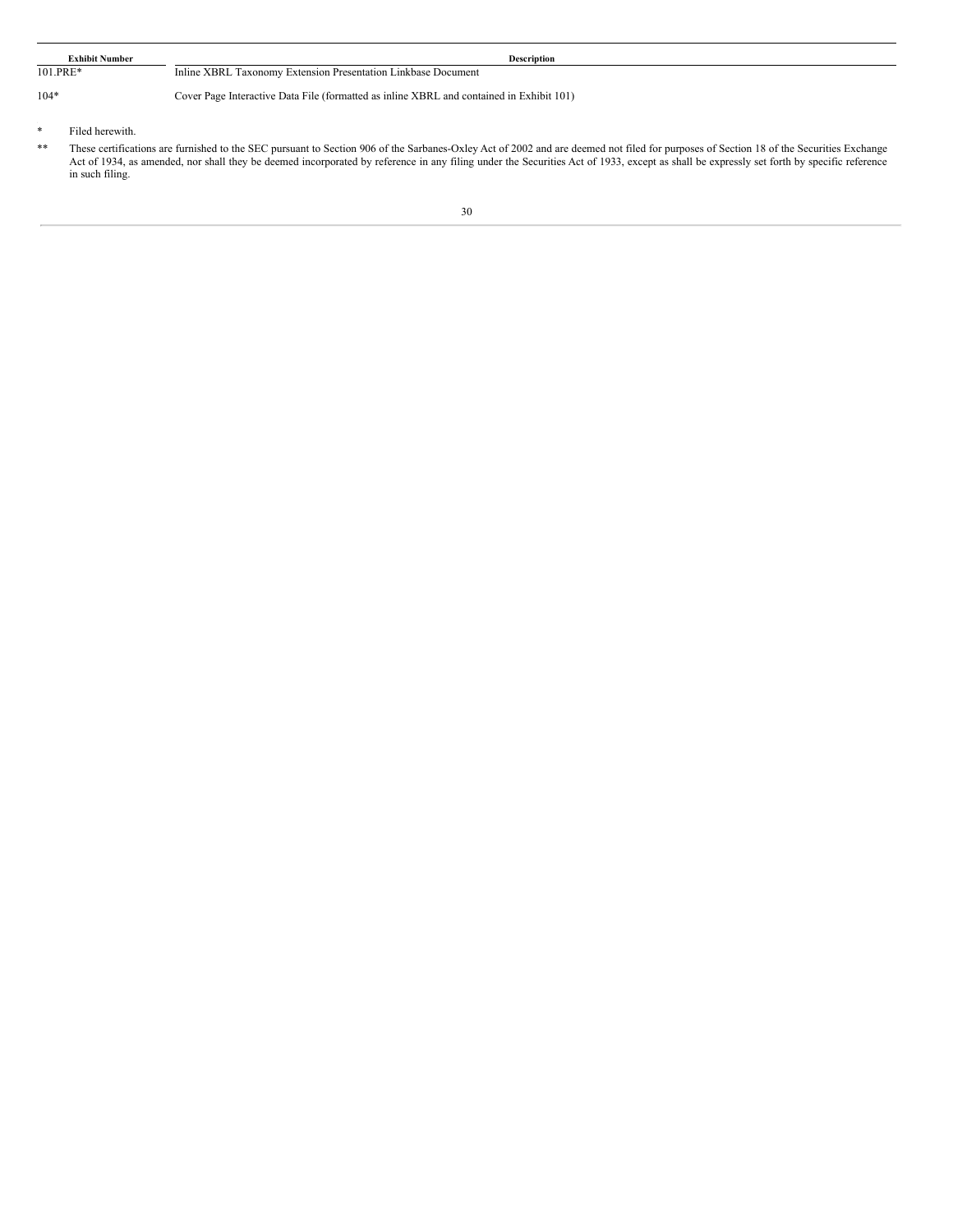| Exhibit Number | Description |
| --- | --- |
| 101.PRE* | Inline XBRL Taxonomy Extension Presentation Linkbase Document |
| 104* | Cover Page Interactive Data File (formatted as inline XBRL and contained in Exhibit 101) |

\* Filed herewith.

** These certifications are furnished to the SEC pursuant to Section 906 of the Sarbanes-Oxley Act of 2002 and are deemed not filed for purposes of Section 18 of the Securities Exchange Act of 1934, as amended, nor shall they be deemed incorporated by reference in any filing under the Securities Act of 1933, except as shall be expressly set forth by specific reference in such filing.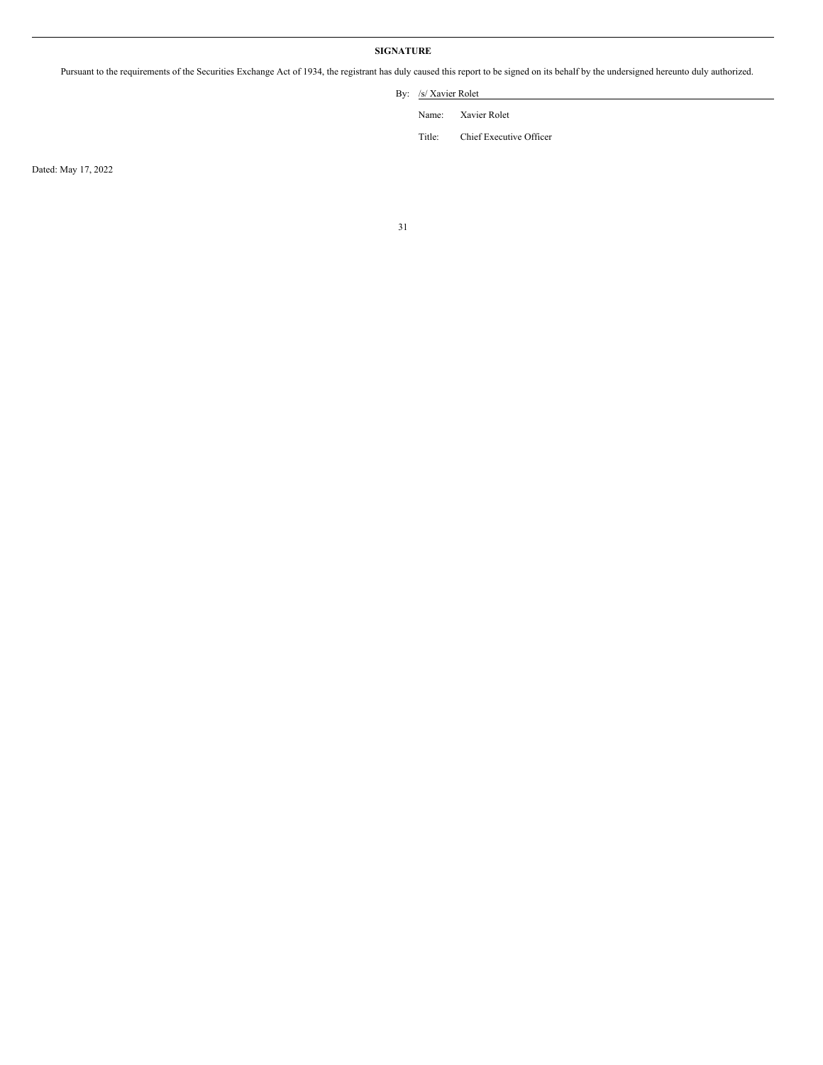**SIGNATURE**

Pursuant to the requirements of the Securities Exchange Act of 1934, the registrant has duly caused this report to be signed on its behalf by the undersigned hereunto duly authorized.

By: /s/ Xavier Rolet

Name: Xavier Rolet

Title: Chief Executive Officer

Dated: May 17, 2022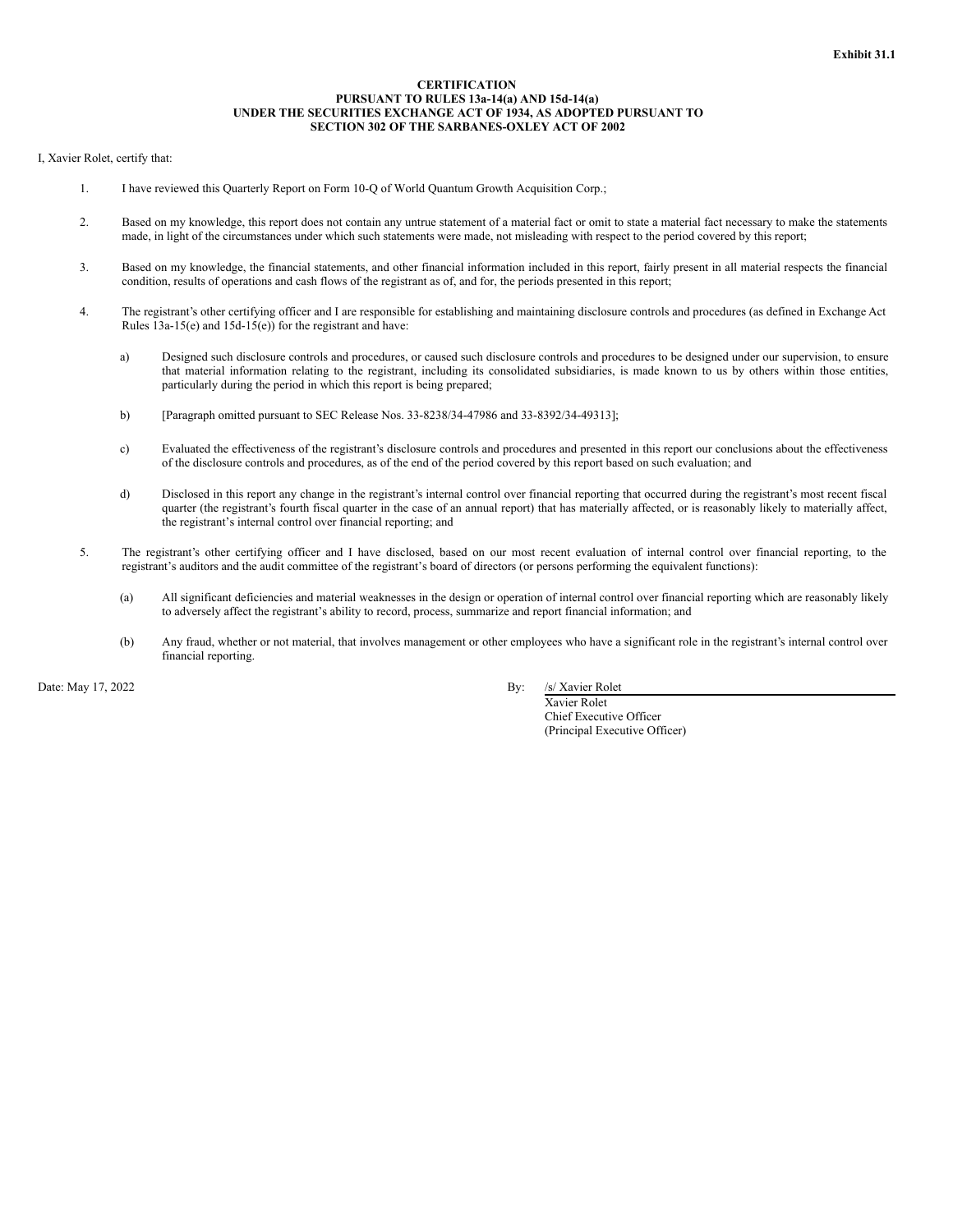**Exhibit 31.1**

**CERTIFICATION**
**PURSUANT TO RULES 13a-14(a) AND 15d-14(a)**
**UNDER THE SECURITIES EXCHANGE ACT OF 1934, AS ADOPTED PURSUANT TO**
**SECTION 302 OF THE SARBANES-OXLEY ACT OF 2002**

I, Xavier Rolet, certify that:

1. I have reviewed this Quarterly Report on Form 10-Q of World Quantum Growth Acquisition Corp.;

2. Based on my knowledge, this report does not contain any untrue statement of a material fact or omit to state a material fact necessary to make the statements made, in light of the circumstances under which such statements were made, not misleading with respect to the period covered by this report;

3. Based on my knowledge, the financial statements, and other financial information included in this report, fairly present in all material respects the financial condition, results of operations and cash flows of the registrant as of, and for, the periods presented in this report;

4. The registrant's other certifying officer and I are responsible for establishing and maintaining disclosure controls and procedures (as defined in Exchange Act Rules 13a-15(e) and 15d-15(e)) for the registrant and have:

   a) Designed such disclosure controls and procedures, or caused such disclosure controls and procedures to be designed under our supervision, to ensure that material information relating to the registrant, including its consolidated subsidiaries, is made known to us by others within those entities, particularly during the period in which this report is being prepared;

   b) [Paragraph omitted pursuant to SEC Release Nos. 33-8238/34-47986 and 33-8392/34-49313];

   c) Evaluated the effectiveness of the registrant's disclosure controls and procedures and presented in this report our conclusions about the effectiveness of the disclosure controls and procedures, as of the end of the period covered by this report based on such evaluation; and

   d) Disclosed in this report any change in the registrant's internal control over financial reporting that occurred during the registrant's most recent fiscal quarter (the registrant's fourth fiscal quarter in the case of an annual report) that has materially affected, or is reasonably likely to materially affect, the registrant's internal control over financial reporting; and

5. The registrant's other certifying officer and I have disclosed, based on our most recent evaluation of internal control over financial reporting, to the registrant's auditors and the audit committee of the registrant's board of directors (or persons performing the equivalent functions):

   (a) All significant deficiencies and material weaknesses in the design or operation of internal control over financial reporting which are reasonably likely to adversely affect the registrant's ability to record, process, summarize and report financial information; and

   (b) Any fraud, whether or not material, that involves management or other employees who have a significant role in the registrant's internal control over financial reporting.

Date: May 17, 2022

By: /s/ Xavier Rolet
Xavier Rolet
Chief Executive Officer
(Principal Executive Officer)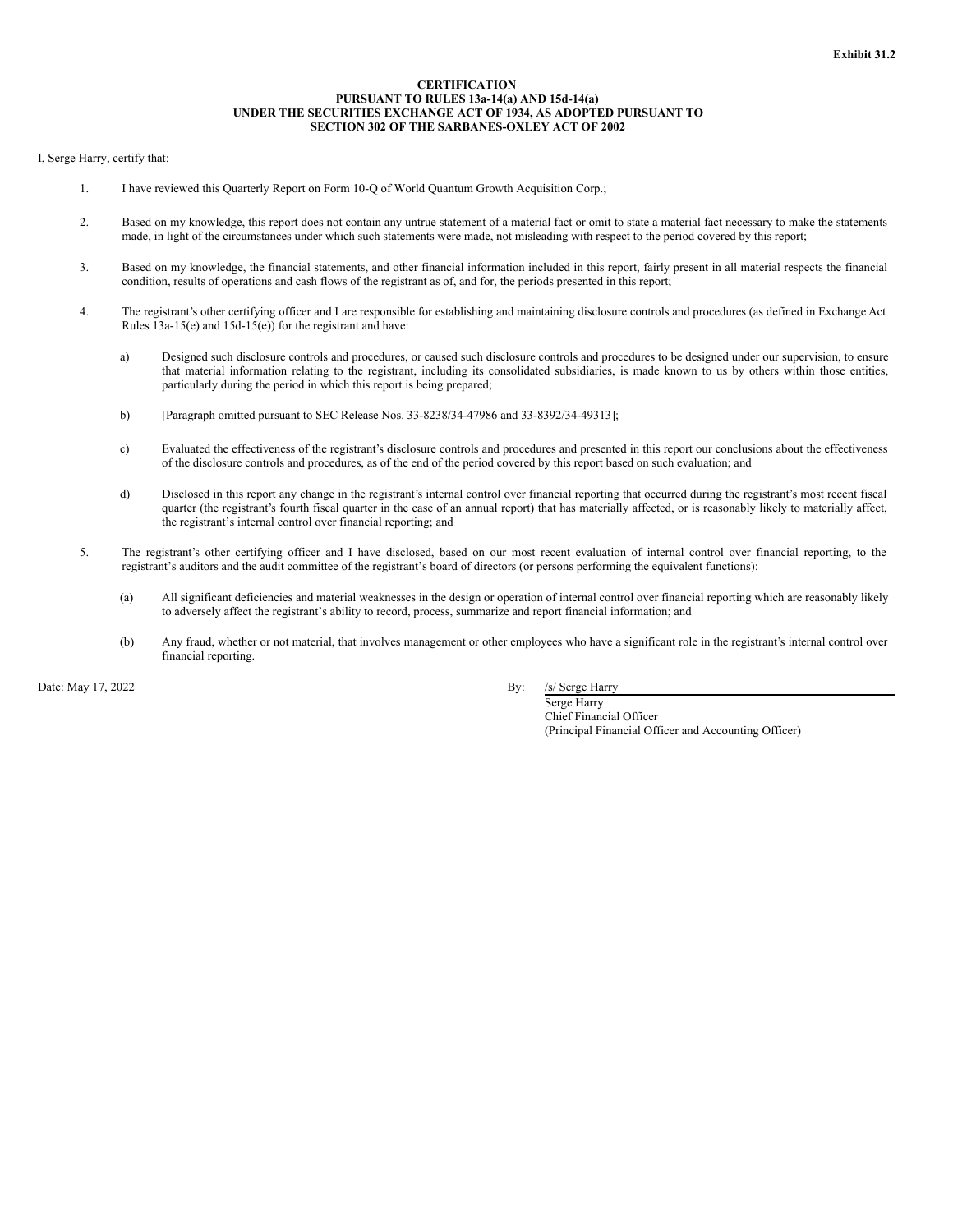**Exhibit 31.2**

**CERTIFICATION**
**PURSUANT TO RULES 13a-14(a) AND 15d-14(a)**
**UNDER THE SECURITIES EXCHANGE ACT OF 1934, AS ADOPTED PURSUANT TO**
**SECTION 302 OF THE SARBANES-OXLEY ACT OF 2002**

I, Serge Harry, certify that:

1. I have reviewed this Quarterly Report on Form 10-Q of World Quantum Growth Acquisition Corp.;

2. Based on my knowledge, this report does not contain any untrue statement of a material fact or omit to state a material fact necessary to make the statements made, in light of the circumstances under which such statements were made, not misleading with respect to the period covered by this report;

3. Based on my knowledge, the financial statements, and other financial information included in this report, fairly present in all material respects the financial condition, results of operations and cash flows of the registrant as of, and for, the periods presented in this report;

4. The registrant's other certifying officer and I are responsible for establishing and maintaining disclosure controls and procedures (as defined in Exchange Act Rules 13a-15(e) and 15d-15(e)) for the registrant and have:

   a) Designed such disclosure controls and procedures, or caused such disclosure controls and procedures to be designed under our supervision, to ensure that material information relating to the registrant, including its consolidated subsidiaries, is made known to us by others within those entities, particularly during the period in which this report is being prepared;

   b) [Paragraph omitted pursuant to SEC Release Nos. 33-8238/34-47986 and 33-8392/34-49313];

   c) Evaluated the effectiveness of the registrant's disclosure controls and procedures and presented in this report our conclusions about the effectiveness of the disclosure controls and procedures, as of the end of the period covered by this report based on such evaluation; and

   d) Disclosed in this report any change in the registrant's internal control over financial reporting that occurred during the registrant's most recent fiscal quarter (the registrant's fourth fiscal quarter in the case of an annual report) that has materially affected, or is reasonably likely to materially affect, the registrant's internal control over financial reporting; and

5. The registrant's other certifying officer and I have disclosed, based on our most recent evaluation of internal control over financial reporting, to the registrant's auditors and the audit committee of the registrant's board of directors (or persons performing the equivalent functions):

   (a) All significant deficiencies and material weaknesses in the design or operation of internal control over financial reporting which are reasonably likely to adversely affect the registrant's ability to record, process, summarize and report financial information; and

   (b) Any fraud, whether or not material, that involves management or other employees who have a significant role in the registrant's internal control over financial reporting.

Date: May 17, 2022

By: /s/ Serge Harry
Serge Harry
Chief Financial Officer
(Principal Financial Officer and Accounting Officer)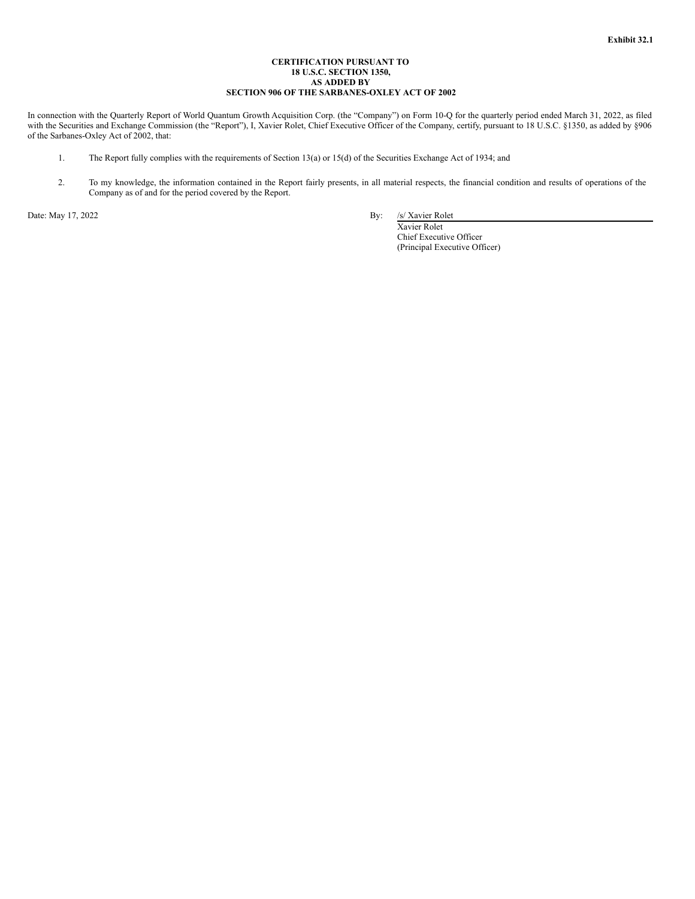**Exhibit 32.1**

**CERTIFICATION PURSUANT TO**
**18 U.S.C. SECTION 1350,**
**AS ADDED BY**
**SECTION 906 OF THE SARBANES-OXLEY ACT OF 2002**

In connection with the Quarterly Report of World Quantum Growth Acquisition Corp. (the "Company") on Form 10-Q for the quarterly period ended March 31, 2022, as filed with the Securities and Exchange Commission (the "Report"), I, Xavier Rolet, Chief Executive Officer of the Company, certify, pursuant to 18 U.S.C. §1350, as added by §906 of the Sarbanes-Oxley Act of 2002, that:

1. The Report fully complies with the requirements of Section 13(a) or 15(d) of the Securities Exchange Act of 1934; and

2. To my knowledge, the information contained in the Report fairly presents, in all material respects, the financial condition and results of operations of the Company as of and for the period covered by the Report.

Date: May 17, 2022

By: /s/ Xavier Rolet
Xavier Rolet
Chief Executive Officer
(Principal Executive Officer)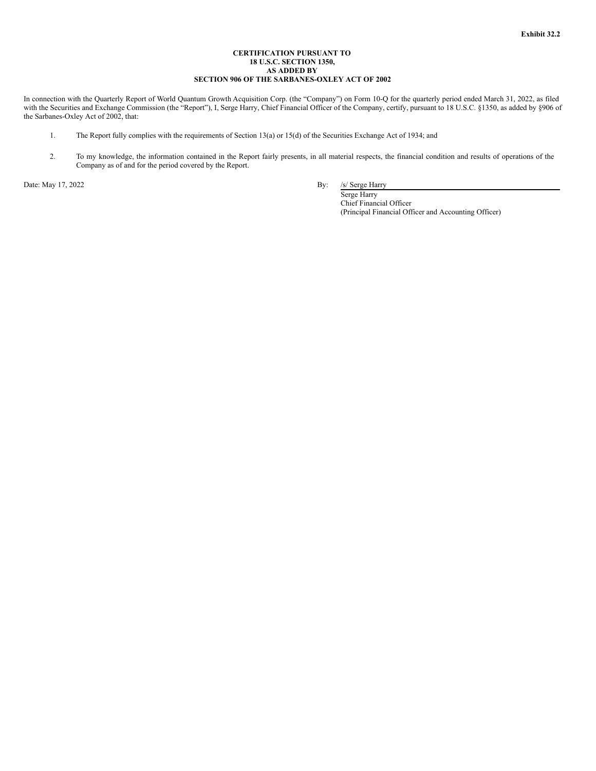**Exhibit 32.2**

**CERTIFICATION PURSUANT TO**
**18 U.S.C. SECTION 1350,**
**AS ADDED BY**
**SECTION 906 OF THE SARBANES-OXLEY ACT OF 2002**

In connection with the Quarterly Report of World Quantum Growth Acquisition Corp. (the "Company") on Form 10-Q for the quarterly period ended March 31, 2022, as filed with the Securities and Exchange Commission (the "Report"), I, Serge Harry, Chief Financial Officer of the Company, certify, pursuant to 18 U.S.C. §1350, as added by §906 of the Sarbanes-Oxley Act of 2002, that:

1. The Report fully complies with the requirements of Section 13(a) or 15(d) of the Securities Exchange Act of 1934; and

2. To my knowledge, the information contained in the Report fairly presents, in all material respects, the financial condition and results of operations of the Company as of and for the period covered by the Report.

Date: May 17, 2022

By: /s/ Serge Harry
Serge Harry
Chief Financial Officer
(Principal Financial Officer and Accounting Officer)